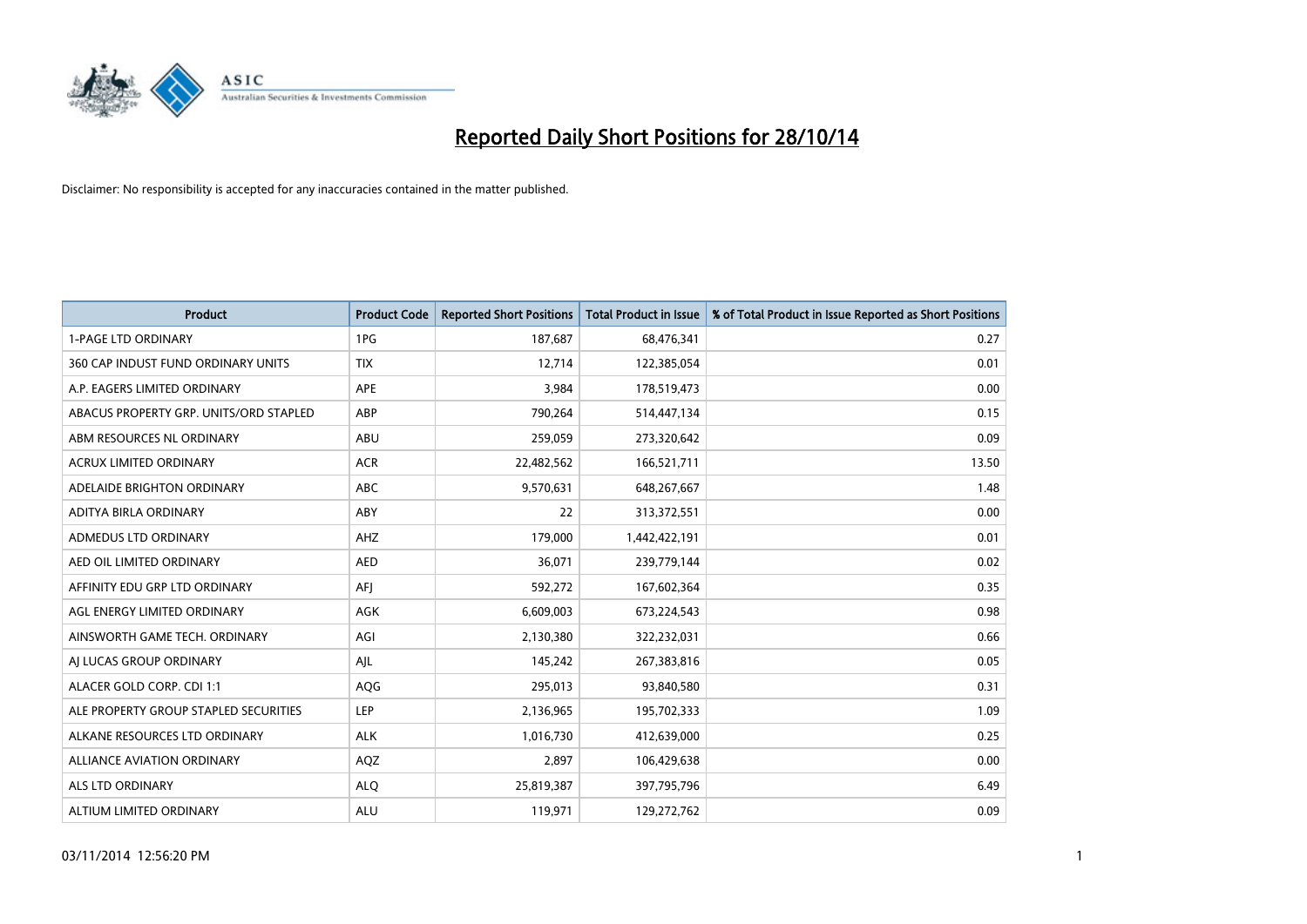# Reported Daily Short Positions for 28/10/14

Disclaimer: No responsibility is accepted for any inaccuracies contained in the matter published.

| Product | Product Code | Reported Short Positions | Total Product in Issue | % of Total Product in Issue Reported as Short Positions |
|---|---|---|---|---|
| 1-PAGE LTD ORDINARY | 1PG | 187,687 | 68,476,341 | 0.27 |
| 360 CAP INDUST FUND ORDINARY UNITS | TIX | 12,714 | 122,385,054 | 0.01 |
| A.P. EAGERS LIMITED ORDINARY | APE | 3,984 | 178,519,473 | 0.00 |
| ABACUS PROPERTY GRP. UNITS/ORD STAPLED | ABP | 790,264 | 514,447,134 | 0.15 |
| ABM RESOURCES NL ORDINARY | ABU | 259,059 | 273,320,642 | 0.09 |
| ACRUX LIMITED ORDINARY | ACR | 22,482,562 | 166,521,711 | 13.50 |
| ADELAIDE BRIGHTON ORDINARY | ABC | 9,570,631 | 648,267,667 | 1.48 |
| ADITYA BIRLA ORDINARY | ABY | 22 | 313,372,551 | 0.00 |
| ADMEDUS LTD ORDINARY | AHZ | 179,000 | 1,442,422,191 | 0.01 |
| AED OIL LIMITED ORDINARY | AED | 36,071 | 239,779,144 | 0.02 |
| AFFINITY EDU GRP LTD ORDINARY | AFJ | 592,272 | 167,602,364 | 0.35 |
| AGL ENERGY LIMITED ORDINARY | AGK | 6,609,003 | 673,224,543 | 0.98 |
| AINSWORTH GAME TECH. ORDINARY | AGI | 2,130,380 | 322,232,031 | 0.66 |
| AJ LUCAS GROUP ORDINARY | AJL | 145,242 | 267,383,816 | 0.05 |
| ALACER GOLD CORP. CDI 1:1 | AQG | 295,013 | 93,840,580 | 0.31 |
| ALE PROPERTY GROUP STAPLED SECURITIES | LEP | 2,136,965 | 195,702,333 | 1.09 |
| ALKANE RESOURCES LTD ORDINARY | ALK | 1,016,730 | 412,639,000 | 0.25 |
| ALLIANCE AVIATION ORDINARY | AQZ | 2,897 | 106,429,638 | 0.00 |
| ALS LTD ORDINARY | ALQ | 25,819,387 | 397,795,796 | 6.49 |
| ALTIUM LIMITED ORDINARY | ALU | 119,971 | 129,272,762 | 0.09 |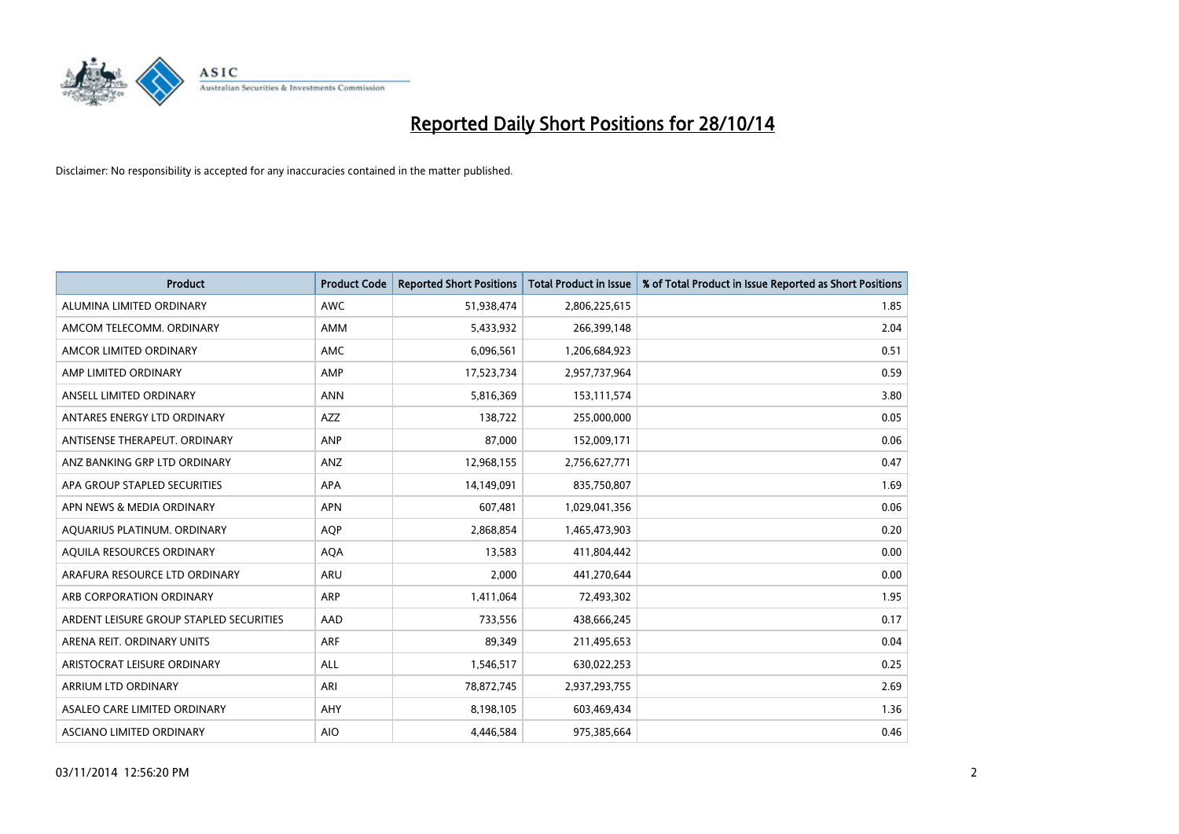# Reported Daily Short Positions for 28/10/14

Disclaimer: No responsibility is accepted for any inaccuracies contained in the matter published.

| Product | Product Code | Reported Short Positions | Total Product in Issue | % of Total Product in Issue Reported as Short Positions |
|---|---|---|---|---|
| ALUMINA LIMITED ORDINARY | AWC | 51,938,474 | 2,806,225,615 | 1.85 |
| AMCOM TELECOMM. ORDINARY | AMM | 5,433,932 | 266,399,148 | 2.04 |
| AMCOR LIMITED ORDINARY | AMC | 6,096,561 | 1,206,684,923 | 0.51 |
| AMP LIMITED ORDINARY | AMP | 17,523,734 | 2,957,737,964 | 0.59 |
| ANSELL LIMITED ORDINARY | ANN | 5,816,369 | 153,111,574 | 3.80 |
| ANTARES ENERGY LTD ORDINARY | AZZ | 138,722 | 255,000,000 | 0.05 |
| ANTISENSE THERAPEUT. ORDINARY | ANP | 87,000 | 152,009,171 | 0.06 |
| ANZ BANKING GRP LTD ORDINARY | ANZ | 12,968,155 | 2,756,627,771 | 0.47 |
| APA GROUP STAPLED SECURITIES | APA | 14,149,091 | 835,750,807 | 1.69 |
| APN NEWS & MEDIA ORDINARY | APN | 607,481 | 1,029,041,356 | 0.06 |
| AQUARIUS PLATINUM. ORDINARY | AQP | 2,868,854 | 1,465,473,903 | 0.20 |
| AQUILA RESOURCES ORDINARY | AQA | 13,583 | 411,804,442 | 0.00 |
| ARAFURA RESOURCE LTD ORDINARY | ARU | 2,000 | 441,270,644 | 0.00 |
| ARB CORPORATION ORDINARY | ARP | 1,411,064 | 72,493,302 | 1.95 |
| ARDENT LEISURE GROUP STAPLED SECURITIES | AAD | 733,556 | 438,666,245 | 0.17 |
| ARENA REIT. ORDINARY UNITS | ARF | 89,349 | 211,495,653 | 0.04 |
| ARISTOCRAT LEISURE ORDINARY | ALL | 1,546,517 | 630,022,253 | 0.25 |
| ARRIUM LTD ORDINARY | ARI | 78,872,745 | 2,937,293,755 | 2.69 |
| ASALEO CARE LIMITED ORDINARY | AHY | 8,198,105 | 603,469,434 | 1.36 |
| ASCIANO LIMITED ORDINARY | AIO | 4,446,584 | 975,385,664 | 0.46 |

03/11/2014 12:56:20 PM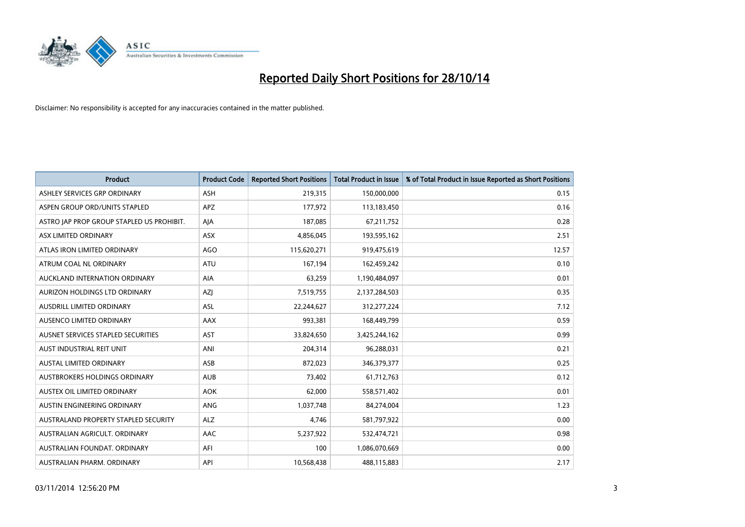# Reported Daily Short Positions for 28/10/14

Disclaimer: No responsibility is accepted for any inaccuracies contained in the matter published.

| Product | Product Code | Reported Short Positions | Total Product in Issue | % of Total Product in Issue Reported as Short Positions |
|---|---|---|---|---|
| ASHLEY SERVICES GRP ORDINARY | ASH | 219,315 | 150,000,000 | 0.15 |
| ASPEN GROUP ORD/UNITS STAPLED | APZ | 177,972 | 113,183,450 | 0.16 |
| ASTRO JAP PROP GROUP STAPLED US PROHIBIT. | AJA | 187,085 | 67,211,752 | 0.28 |
| ASX LIMITED ORDINARY | ASX | 4,856,045 | 193,595,162 | 2.51 |
| ATLAS IRON LIMITED ORDINARY | AGO | 115,620,271 | 919,475,619 | 12.57 |
| ATRUM COAL NL ORDINARY | ATU | 167,194 | 162,459,242 | 0.10 |
| AUCKLAND INTERNATION ORDINARY | AIA | 63,259 | 1,190,484,097 | 0.01 |
| AURIZON HOLDINGS LTD ORDINARY | AZJ | 7,519,755 | 2,137,284,503 | 0.35 |
| AUSDRILL LIMITED ORDINARY | ASL | 22,244,627 | 312,277,224 | 7.12 |
| AUSENCO LIMITED ORDINARY | AAX | 993,381 | 168,449,799 | 0.59 |
| AUSNET SERVICES STAPLED SECURITIES | AST | 33,824,650 | 3,425,244,162 | 0.99 |
| AUST INDUSTRIAL REIT UNIT | ANI | 204,314 | 96,288,031 | 0.21 |
| AUSTAL LIMITED ORDINARY | ASB | 872,023 | 346,379,377 | 0.25 |
| AUSTBROKERS HOLDINGS ORDINARY | AUB | 73,402 | 61,712,763 | 0.12 |
| AUSTEX OIL LIMITED ORDINARY | AOK | 62,000 | 558,571,402 | 0.01 |
| AUSTIN ENGINEERING ORDINARY | ANG | 1,037,748 | 84,274,004 | 1.23 |
| AUSTRALAND PROPERTY STAPLED SECURITY | ALZ | 4,746 | 581,797,922 | 0.00 |
| AUSTRALIAN AGRICULT. ORDINARY | AAC | 5,237,922 | 532,474,721 | 0.98 |
| AUSTRALIAN FOUNDAT. ORDINARY | AFI | 100 | 1,086,070,669 | 0.00 |
| AUSTRALIAN PHARM. ORDINARY | API | 10,568,438 | 488,115,883 | 2.17 |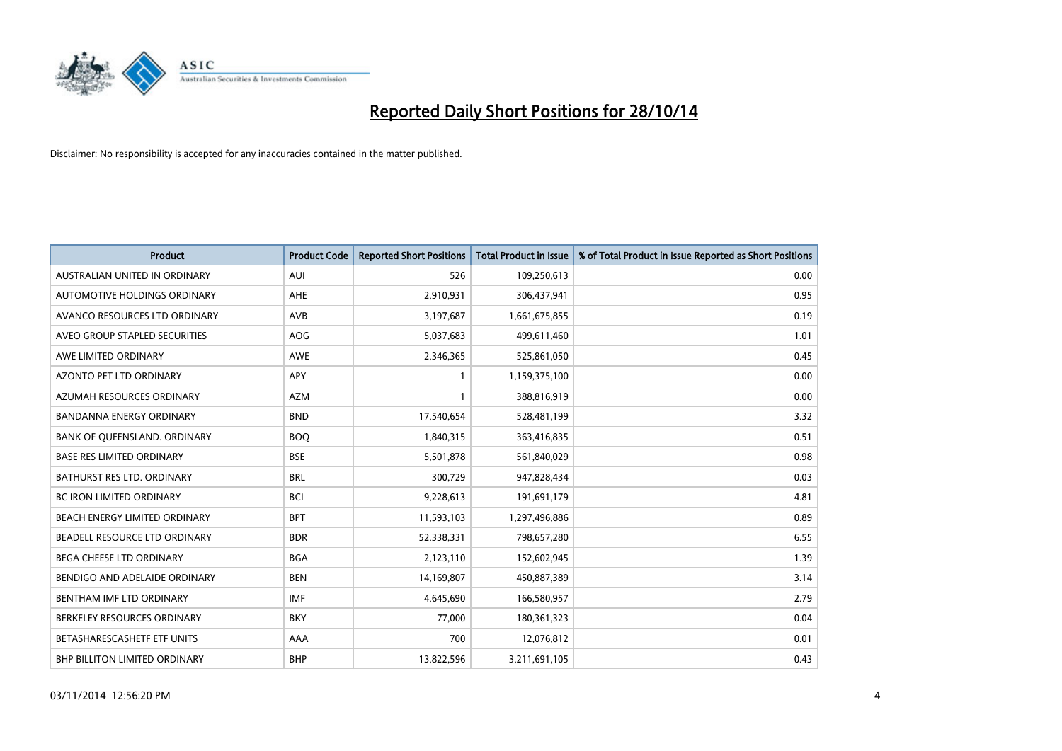# Reported Daily Short Positions for 28/10/14

Disclaimer: No responsibility is accepted for any inaccuracies contained in the matter published.

| Product | Product Code | Reported Short Positions | Total Product in Issue | % of Total Product in Issue Reported as Short Positions |
|---|---|---|---|---|
| AUSTRALIAN UNITED IN ORDINARY | AUI | 526 | 109,250,613 | 0.00 |
| AUTOMOTIVE HOLDINGS ORDINARY | AHE | 2,910,931 | 306,437,941 | 0.95 |
| AVANCO RESOURCES LTD ORDINARY | AVB | 3,197,687 | 1,661,675,855 | 0.19 |
| AVEO GROUP STAPLED SECURITIES | AOG | 5,037,683 | 499,611,460 | 1.01 |
| AWE LIMITED ORDINARY | AWE | 2,346,365 | 525,861,050 | 0.45 |
| AZONTO PET LTD ORDINARY | APY | 1 | 1,159,375,100 | 0.00 |
| AZUMAH RESOURCES ORDINARY | AZM | 1 | 388,816,919 | 0.00 |
| BANDANNA ENERGY ORDINARY | BND | 17,540,654 | 528,481,199 | 3.32 |
| BANK OF QUEENSLAND. ORDINARY | BOQ | 1,840,315 | 363,416,835 | 0.51 |
| BASE RES LIMITED ORDINARY | BSE | 5,501,878 | 561,840,029 | 0.98 |
| BATHURST RES LTD. ORDINARY | BRL | 300,729 | 947,828,434 | 0.03 |
| BC IRON LIMITED ORDINARY | BCI | 9,228,613 | 191,691,179 | 4.81 |
| BEACH ENERGY LIMITED ORDINARY | BPT | 11,593,103 | 1,297,496,886 | 0.89 |
| BEADELL RESOURCE LTD ORDINARY | BDR | 52,338,331 | 798,657,280 | 6.55 |
| BEGA CHEESE LTD ORDINARY | BGA | 2,123,110 | 152,602,945 | 1.39 |
| BENDIGO AND ADELAIDE ORDINARY | BEN | 14,169,807 | 450,887,389 | 3.14 |
| BENTHAM IMF LTD ORDINARY | IMF | 4,645,690 | 166,580,957 | 2.79 |
| BERKELEY RESOURCES ORDINARY | BKY | 77,000 | 180,361,323 | 0.04 |
| BETASHARESCASHETF ETF UNITS | AAA | 700 | 12,076,812 | 0.01 |
| BHP BILLITON LIMITED ORDINARY | BHP | 13,822,596 | 3,211,691,105 | 0.43 |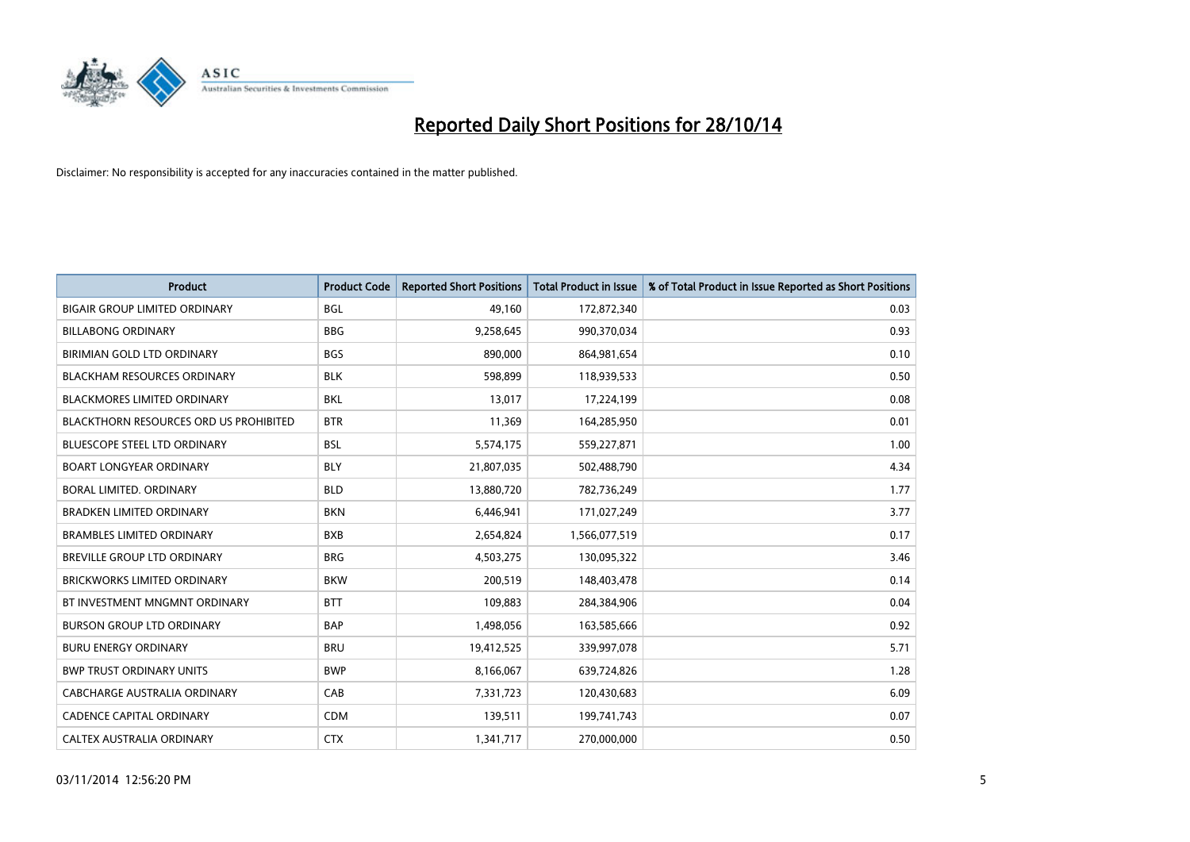# Reported Daily Short Positions for 28/10/14

Disclaimer: No responsibility is accepted for any inaccuracies contained in the matter published.

| Product | Product Code | Reported Short Positions | Total Product in Issue | % of Total Product in Issue Reported as Short Positions |
|---|---|---|---|---|
| BIGAIR GROUP LIMITED ORDINARY | BGL | 49,160 | 172,872,340 | 0.03 |
| BILLABONG ORDINARY | BBG | 9,258,645 | 990,370,034 | 0.93 |
| BIRIMIAN GOLD LTD ORDINARY | BGS | 890,000 | 864,981,654 | 0.10 |
| BLACKHAM RESOURCES ORDINARY | BLK | 598,899 | 118,939,533 | 0.50 |
| BLACKMORES LIMITED ORDINARY | BKL | 13,017 | 17,224,199 | 0.08 |
| BLACKTHORN RESOURCES ORD US PROHIBITED | BTR | 11,369 | 164,285,950 | 0.01 |
| BLUESCOPE STEEL LTD ORDINARY | BSL | 5,574,175 | 559,227,871 | 1.00 |
| BOART LONGYEAR ORDINARY | BLY | 21,807,035 | 502,488,790 | 4.34 |
| BORAL LIMITED. ORDINARY | BLD | 13,880,720 | 782,736,249 | 1.77 |
| BRADKEN LIMITED ORDINARY | BKN | 6,446,941 | 171,027,249 | 3.77 |
| BRAMBLES LIMITED ORDINARY | BXB | 2,654,824 | 1,566,077,519 | 0.17 |
| BREVILLE GROUP LTD ORDINARY | BRG | 4,503,275 | 130,095,322 | 3.46 |
| BRICKWORKS LIMITED ORDINARY | BKW | 200,519 | 148,403,478 | 0.14 |
| BT INVESTMENT MNGMNT ORDINARY | BTT | 109,883 | 284,384,906 | 0.04 |
| BURSON GROUP LTD ORDINARY | BAP | 1,498,056 | 163,585,666 | 0.92 |
| BURU ENERGY ORDINARY | BRU | 19,412,525 | 339,997,078 | 5.71 |
| BWP TRUST ORDINARY UNITS | BWP | 8,166,067 | 639,724,826 | 1.28 |
| CABCHARGE AUSTRALIA ORDINARY | CAB | 7,331,723 | 120,430,683 | 6.09 |
| CADENCE CAPITAL ORDINARY | CDM | 139,511 | 199,741,743 | 0.07 |
| CALTEX AUSTRALIA ORDINARY | CTX | 1,341,717 | 270,000,000 | 0.50 |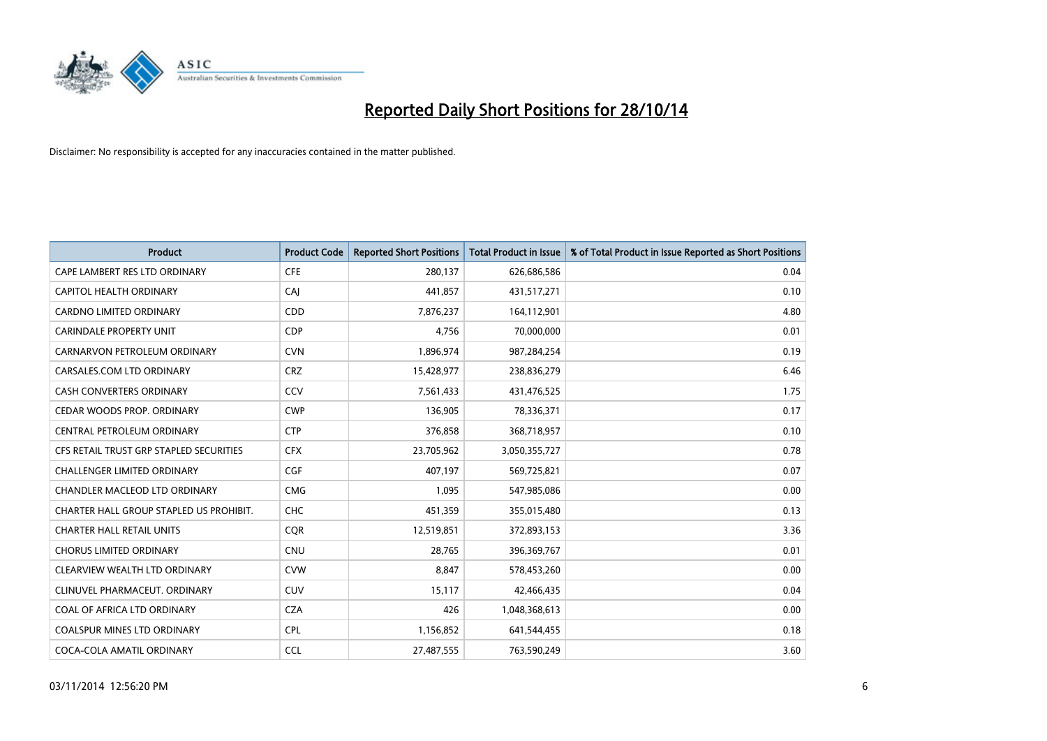# Reported Daily Short Positions for 28/10/14

Disclaimer: No responsibility is accepted for any inaccuracies contained in the matter published.

| Product | Product Code | Reported Short Positions | Total Product in Issue | % of Total Product in Issue Reported as Short Positions |
|---|---|---|---|---|
| CAPE LAMBERT RES LTD ORDINARY | CFE | 280,137 | 626,686,586 | 0.04 |
| CAPITOL HEALTH ORDINARY | CAJ | 441,857 | 431,517,271 | 0.10 |
| CARDNO LIMITED ORDINARY | CDD | 7,876,237 | 164,112,901 | 4.80 |
| CARINDALE PROPERTY UNIT | CDP | 4,756 | 70,000,000 | 0.01 |
| CARNARVON PETROLEUM ORDINARY | CVN | 1,896,974 | 987,284,254 | 0.19 |
| CARSALES.COM LTD ORDINARY | CRZ | 15,428,977 | 238,836,279 | 6.46 |
| CASH CONVERTERS ORDINARY | CCV | 7,561,433 | 431,476,525 | 1.75 |
| CEDAR WOODS PROP. ORDINARY | CWP | 136,905 | 78,336,371 | 0.17 |
| CENTRAL PETROLEUM ORDINARY | CTP | 376,858 | 368,718,957 | 0.10 |
| CFS RETAIL TRUST GRP STAPLED SECURITIES | CFX | 23,705,962 | 3,050,355,727 | 0.78 |
| CHALLENGER LIMITED ORDINARY | CGF | 407,197 | 569,725,821 | 0.07 |
| CHANDLER MACLEOD LTD ORDINARY | CMG | 1,095 | 547,985,086 | 0.00 |
| CHARTER HALL GROUP STAPLED US PROHIBIT. | CHC | 451,359 | 355,015,480 | 0.13 |
| CHARTER HALL RETAIL UNITS | CQR | 12,519,851 | 372,893,153 | 3.36 |
| CHORUS LIMITED ORDINARY | CNU | 28,765 | 396,369,767 | 0.01 |
| CLEARVIEW WEALTH LTD ORDINARY | CVW | 8,847 | 578,453,260 | 0.00 |
| CLINUVEL PHARMACEUT. ORDINARY | CUV | 15,117 | 42,466,435 | 0.04 |
| COAL OF AFRICA LTD ORDINARY | CZA | 426 | 1,048,368,613 | 0.00 |
| COALSPUR MINES LTD ORDINARY | CPL | 1,156,852 | 641,544,455 | 0.18 |
| COCA-COLA AMATIL ORDINARY | CCL | 27,487,555 | 763,590,249 | 3.60 |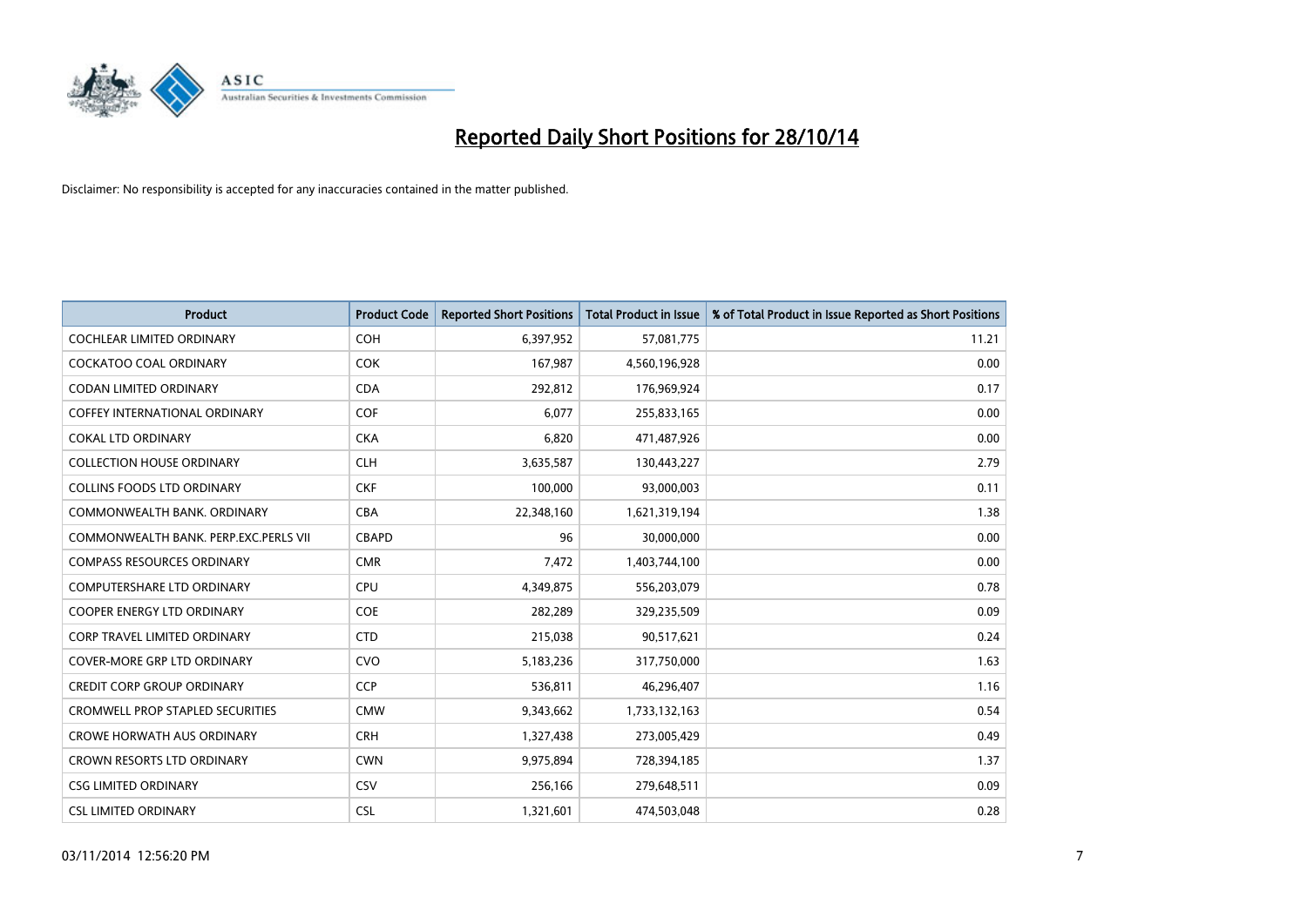# Reported Daily Short Positions for 28/10/14

Disclaimer: No responsibility is accepted for any inaccuracies contained in the matter published.

| Product | Product Code | Reported Short Positions | Total Product in Issue | % of Total Product in Issue Reported as Short Positions |
|---|---|---|---|---|
| COCHLEAR LIMITED ORDINARY | COH | 6,397,952 | 57,081,775 | 11.21 |
| COCKATOO COAL ORDINARY | COK | 167,987 | 4,560,196,928 | 0.00 |
| CODAN LIMITED ORDINARY | CDA | 292,812 | 176,969,924 | 0.17 |
| COFFEY INTERNATIONAL ORDINARY | COF | 6,077 | 255,833,165 | 0.00 |
| COKAL LTD ORDINARY | CKA | 6,820 | 471,487,926 | 0.00 |
| COLLECTION HOUSE ORDINARY | CLH | 3,635,587 | 130,443,227 | 2.79 |
| COLLINS FOODS LTD ORDINARY | CKF | 100,000 | 93,000,003 | 0.11 |
| COMMONWEALTH BANK. ORDINARY | CBA | 22,348,160 | 1,621,319,194 | 1.38 |
| COMMONWEALTH BANK. PERP.EXC.PERLS VII | CBAPD | 96 | 30,000,000 | 0.00 |
| COMPASS RESOURCES ORDINARY | CMR | 7,472 | 1,403,744,100 | 0.00 |
| COMPUTERSHARE LTD ORDINARY | CPU | 4,349,875 | 556,203,079 | 0.78 |
| COOPER ENERGY LTD ORDINARY | COE | 282,289 | 329,235,509 | 0.09 |
| CORP TRAVEL LIMITED ORDINARY | CTD | 215,038 | 90,517,621 | 0.24 |
| COVER-MORE GRP LTD ORDINARY | CVO | 5,183,236 | 317,750,000 | 1.63 |
| CREDIT CORP GROUP ORDINARY | CCP | 536,811 | 46,296,407 | 1.16 |
| CROMWELL PROP STAPLED SECURITIES | CMW | 9,343,662 | 1,733,132,163 | 0.54 |
| CROWE HORWATH AUS ORDINARY | CRH | 1,327,438 | 273,005,429 | 0.49 |
| CROWN RESORTS LTD ORDINARY | CWN | 9,975,894 | 728,394,185 | 1.37 |
| CSG LIMITED ORDINARY | CSV | 256,166 | 279,648,511 | 0.09 |
| CSL LIMITED ORDINARY | CSL | 1,321,601 | 474,503,048 | 0.28 |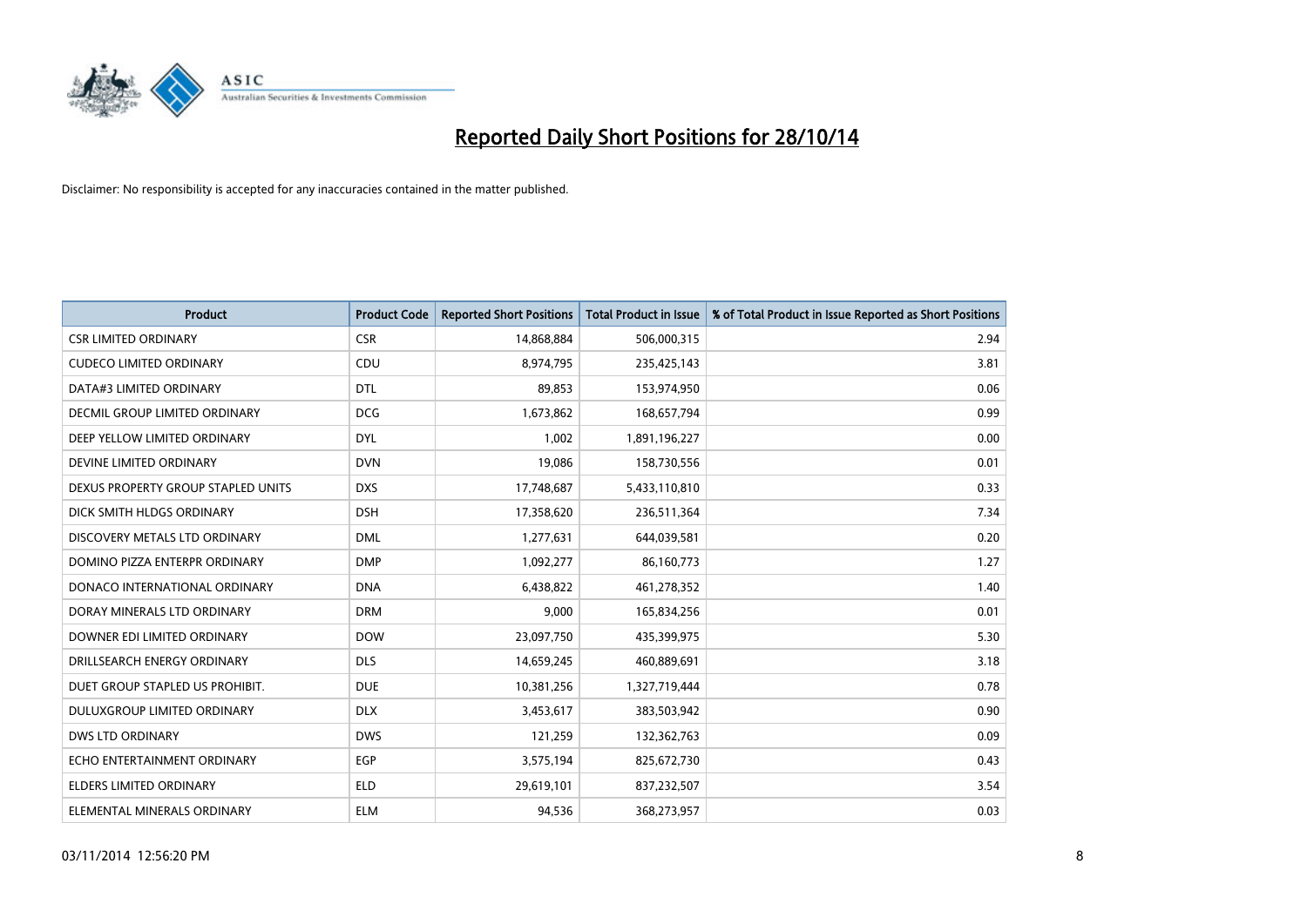# Reported Daily Short Positions for 28/10/14

Disclaimer: No responsibility is accepted for any inaccuracies contained in the matter published.

| Product | Product Code | Reported Short Positions | Total Product in Issue | % of Total Product in Issue Reported as Short Positions |
|---|---|---|---|---|
| CSR LIMITED ORDINARY | CSR | 14,868,884 | 506,000,315 | 2.94 |
| CUDECO LIMITED ORDINARY | CDU | 8,974,795 | 235,425,143 | 3.81 |
| DATA#3 LIMITED ORDINARY | DTL | 89,853 | 153,974,950 | 0.06 |
| DECMIL GROUP LIMITED ORDINARY | DCG | 1,673,862 | 168,657,794 | 0.99 |
| DEEP YELLOW LIMITED ORDINARY | DYL | 1,002 | 1,891,196,227 | 0.00 |
| DEVINE LIMITED ORDINARY | DVN | 19,086 | 158,730,556 | 0.01 |
| DEXUS PROPERTY GROUP STAPLED UNITS | DXS | 17,748,687 | 5,433,110,810 | 0.33 |
| DICK SMITH HLDGS ORDINARY | DSH | 17,358,620 | 236,511,364 | 7.34 |
| DISCOVERY METALS LTD ORDINARY | DML | 1,277,631 | 644,039,581 | 0.20 |
| DOMINO PIZZA ENTERPR ORDINARY | DMP | 1,092,277 | 86,160,773 | 1.27 |
| DONACO INTERNATIONAL ORDINARY | DNA | 6,438,822 | 461,278,352 | 1.40 |
| DORAY MINERALS LTD ORDINARY | DRM | 9,000 | 165,834,256 | 0.01 |
| DOWNER EDI LIMITED ORDINARY | DOW | 23,097,750 | 435,399,975 | 5.30 |
| DRILLSEARCH ENERGY ORDINARY | DLS | 14,659,245 | 460,889,691 | 3.18 |
| DUET GROUP STAPLED US PROHIBIT. | DUE | 10,381,256 | 1,327,719,444 | 0.78 |
| DULUXGROUP LIMITED ORDINARY | DLX | 3,453,617 | 383,503,942 | 0.90 |
| DWS LTD ORDINARY | DWS | 121,259 | 132,362,763 | 0.09 |
| ECHO ENTERTAINMENT ORDINARY | EGP | 3,575,194 | 825,672,730 | 0.43 |
| ELDERS LIMITED ORDINARY | ELD | 29,619,101 | 837,232,507 | 3.54 |
| ELEMENTAL MINERALS ORDINARY | ELM | 94,536 | 368,273,957 | 0.03 |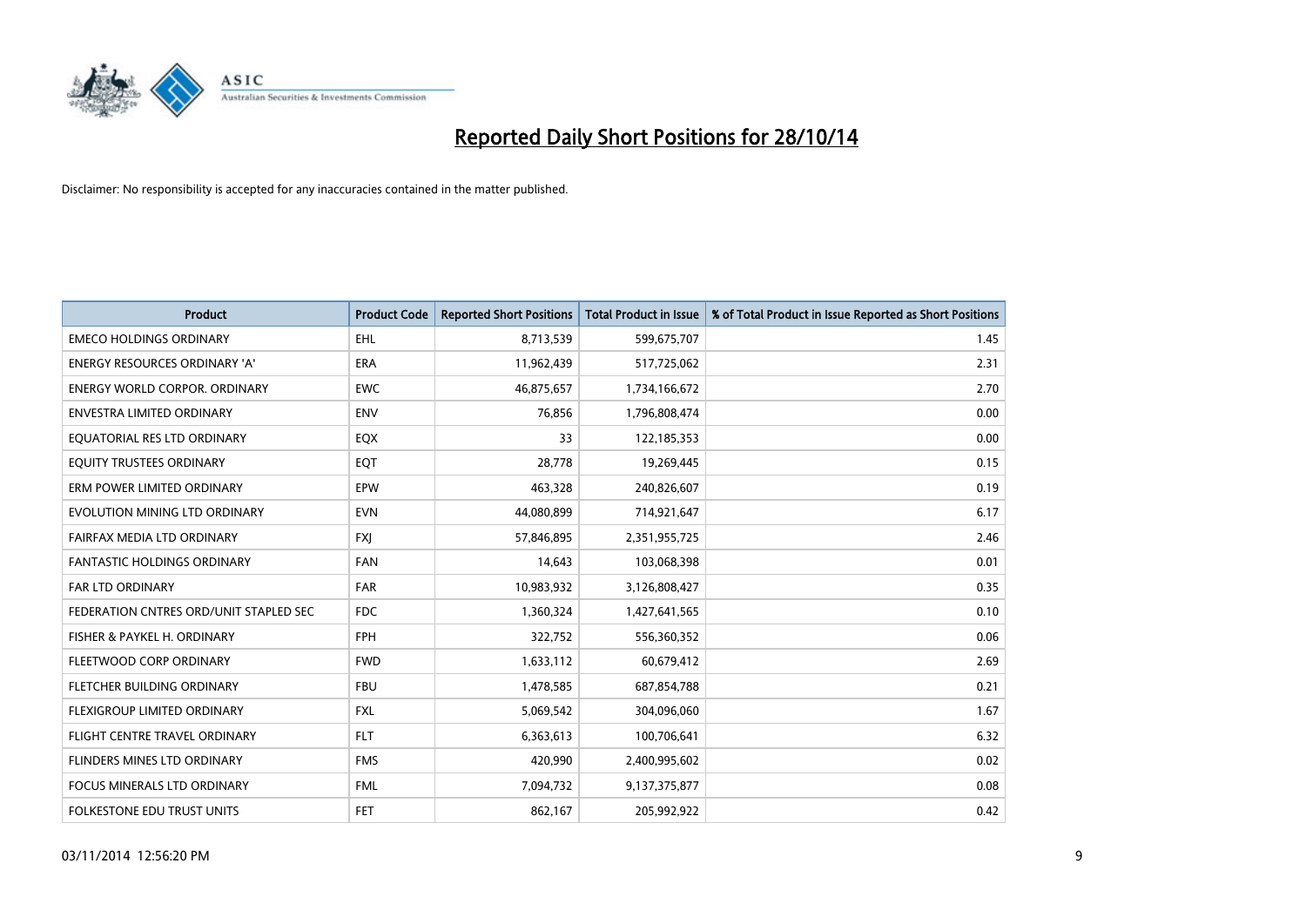# Reported Daily Short Positions for 28/10/14

Disclaimer: No responsibility is accepted for any inaccuracies contained in the matter published.

| Product | Product Code | Reported Short Positions | Total Product in Issue | % of Total Product in Issue Reported as Short Positions |
|---|---|---|---|---|
| EMECO HOLDINGS ORDINARY | EHL | 8,713,539 | 599,675,707 | 1.45 |
| ENERGY RESOURCES ORDINARY 'A' | ERA | 11,962,439 | 517,725,062 | 2.31 |
| ENERGY WORLD CORPOR. ORDINARY | EWC | 46,875,657 | 1,734,166,672 | 2.70 |
| ENVESTRA LIMITED ORDINARY | ENV | 76,856 | 1,796,808,474 | 0.00 |
| EQUATORIAL RES LTD ORDINARY | EQX | 33 | 122,185,353 | 0.00 |
| EQUITY TRUSTEES ORDINARY | EQT | 28,778 | 19,269,445 | 0.15 |
| ERM POWER LIMITED ORDINARY | EPW | 463,328 | 240,826,607 | 0.19 |
| EVOLUTION MINING LTD ORDINARY | EVN | 44,080,899 | 714,921,647 | 6.17 |
| FAIRFAX MEDIA LTD ORDINARY | FXJ | 57,846,895 | 2,351,955,725 | 2.46 |
| FANTASTIC HOLDINGS ORDINARY | FAN | 14,643 | 103,068,398 | 0.01 |
| FAR LTD ORDINARY | FAR | 10,983,932 | 3,126,808,427 | 0.35 |
| FEDERATION CNTRES ORD/UNIT STAPLED SEC | FDC | 1,360,324 | 1,427,641,565 | 0.10 |
| FISHER & PAYKEL H. ORDINARY | FPH | 322,752 | 556,360,352 | 0.06 |
| FLEETWOOD CORP ORDINARY | FWD | 1,633,112 | 60,679,412 | 2.69 |
| FLETCHER BUILDING ORDINARY | FBU | 1,478,585 | 687,854,788 | 0.21 |
| FLEXIGROUP LIMITED ORDINARY | FXL | 5,069,542 | 304,096,060 | 1.67 |
| FLIGHT CENTRE TRAVEL ORDINARY | FLT | 6,363,613 | 100,706,641 | 6.32 |
| FLINDERS MINES LTD ORDINARY | FMS | 420,990 | 2,400,995,602 | 0.02 |
| FOCUS MINERALS LTD ORDINARY | FML | 7,094,732 | 9,137,375,877 | 0.08 |
| FOLKESTONE EDU TRUST UNITS | FET | 862,167 | 205,992,922 | 0.42 |

03/11/2014 12:56:20 PM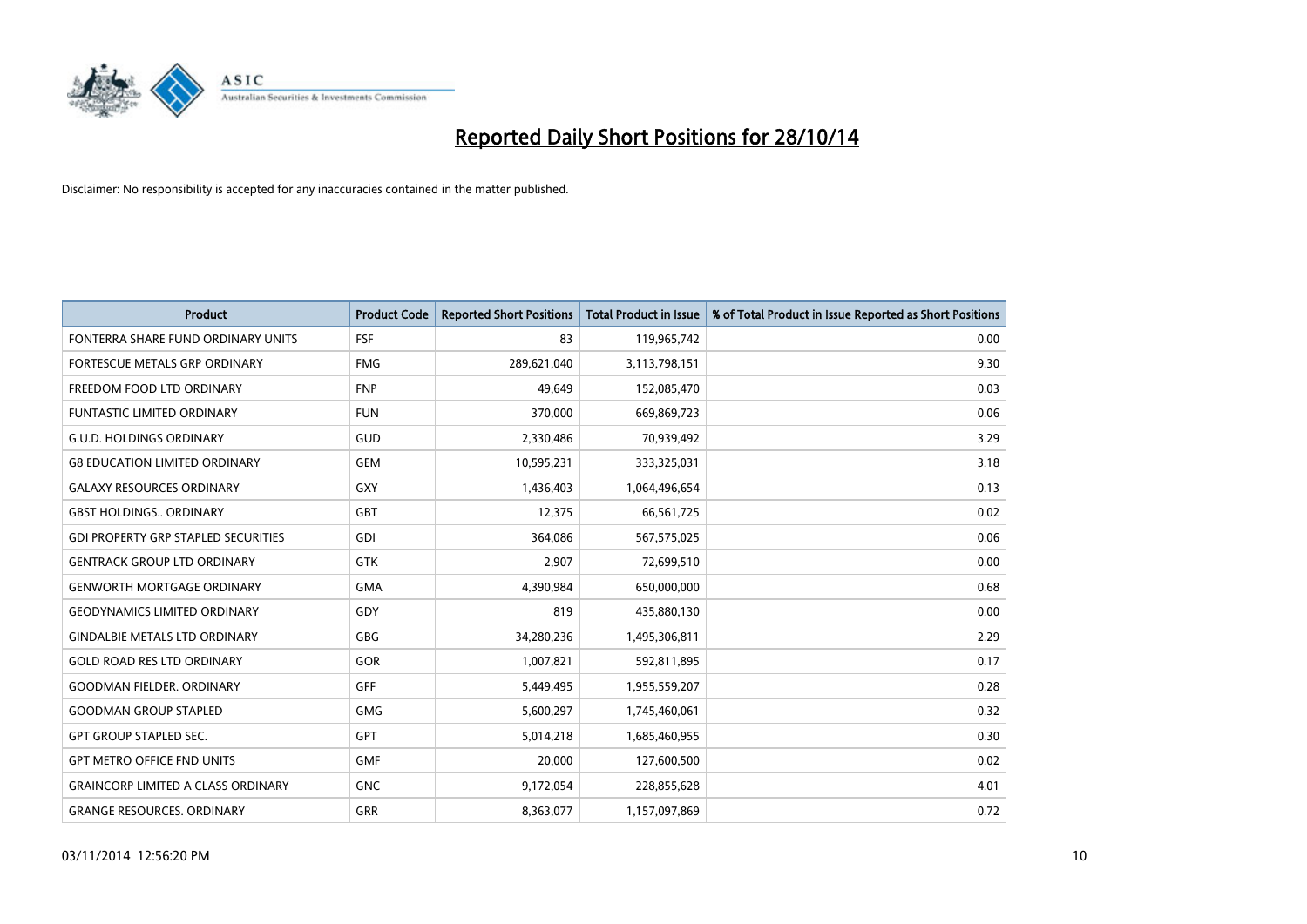# Reported Daily Short Positions for 28/10/14

Disclaimer: No responsibility is accepted for any inaccuracies contained in the matter published.

| Product | Product Code | Reported Short Positions | Total Product in Issue | % of Total Product in Issue Reported as Short Positions |
|---|---|---|---|---|
| FONTERRA SHARE FUND ORDINARY UNITS | FSF | 83 | 119,965,742 | 0.00 |
| FORTESCUE METALS GRP ORDINARY | FMG | 289,621,040 | 3,113,798,151 | 9.30 |
| FREEDOM FOOD LTD ORDINARY | FNP | 49,649 | 152,085,470 | 0.03 |
| FUNTASTIC LIMITED ORDINARY | FUN | 370,000 | 669,869,723 | 0.06 |
| G.U.D. HOLDINGS ORDINARY | GUD | 2,330,486 | 70,939,492 | 3.29 |
| G8 EDUCATION LIMITED ORDINARY | GEM | 10,595,231 | 333,325,031 | 3.18 |
| GALAXY RESOURCES ORDINARY | GXY | 1,436,403 | 1,064,496,654 | 0.13 |
| GBST HOLDINGS.. ORDINARY | GBT | 12,375 | 66,561,725 | 0.02 |
| GDI PROPERTY GRP STAPLED SECURITIES | GDI | 364,086 | 567,575,025 | 0.06 |
| GENTRACK GROUP LTD ORDINARY | GTK | 2,907 | 72,699,510 | 0.00 |
| GENWORTH MORTGAGE ORDINARY | GMA | 4,390,984 | 650,000,000 | 0.68 |
| GEODYNAMICS LIMITED ORDINARY | GDY | 819 | 435,880,130 | 0.00 |
| GINDALBIE METALS LTD ORDINARY | GBG | 34,280,236 | 1,495,306,811 | 2.29 |
| GOLD ROAD RES LTD ORDINARY | GOR | 1,007,821 | 592,811,895 | 0.17 |
| GOODMAN FIELDER. ORDINARY | GFF | 5,449,495 | 1,955,559,207 | 0.28 |
| GOODMAN GROUP STAPLED | GMG | 5,600,297 | 1,745,460,061 | 0.32 |
| GPT GROUP STAPLED SEC. | GPT | 5,014,218 | 1,685,460,955 | 0.30 |
| GPT METRO OFFICE FND UNITS | GMF | 20,000 | 127,600,500 | 0.02 |
| GRAINCORP LIMITED A CLASS ORDINARY | GNC | 9,172,054 | 228,855,628 | 4.01 |
| GRANGE RESOURCES. ORDINARY | GRR | 8,363,077 | 1,157,097,869 | 0.72 |

03/11/2014 12:56:20 PM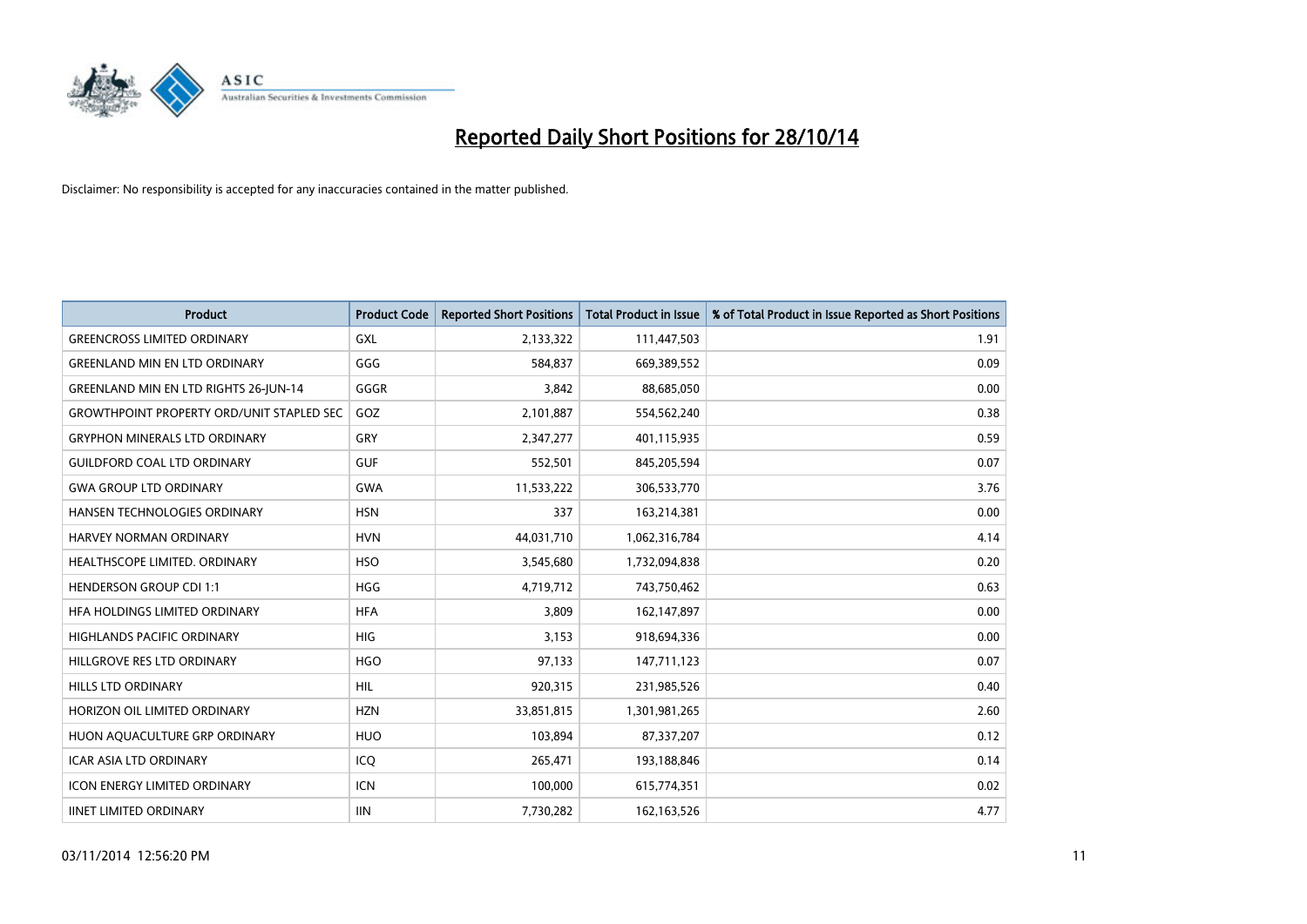# Reported Daily Short Positions for 28/10/14

Disclaimer: No responsibility is accepted for any inaccuracies contained in the matter published.

| Product | Product Code | Reported Short Positions | Total Product in Issue | % of Total Product in Issue Reported as Short Positions |
|---|---|---|---|---|
| GREENCROSS LIMITED ORDINARY | GXL | 2,133,322 | 111,447,503 | 1.91 |
| GREENLAND MIN EN LTD ORDINARY | GGG | 584,837 | 669,389,552 | 0.09 |
| GREENLAND MIN EN LTD RIGHTS 26-JUN-14 | GGGR | 3,842 | 88,685,050 | 0.00 |
| GROWTHPOINT PROPERTY ORD/UNIT STAPLED SEC | GOZ | 2,101,887 | 554,562,240 | 0.38 |
| GRYPHON MINERALS LTD ORDINARY | GRY | 2,347,277 | 401,115,935 | 0.59 |
| GUILDFORD COAL LTD ORDINARY | GUF | 552,501 | 845,205,594 | 0.07 |
| GWA GROUP LTD ORDINARY | GWA | 11,533,222 | 306,533,770 | 3.76 |
| HANSEN TECHNOLOGIES ORDINARY | HSN | 337 | 163,214,381 | 0.00 |
| HARVEY NORMAN ORDINARY | HVN | 44,031,710 | 1,062,316,784 | 4.14 |
| HEALTHSCOPE LIMITED. ORDINARY | HSO | 3,545,680 | 1,732,094,838 | 0.20 |
| HENDERSON GROUP CDI 1:1 | HGG | 4,719,712 | 743,750,462 | 0.63 |
| HFA HOLDINGS LIMITED ORDINARY | HFA | 3,809 | 162,147,897 | 0.00 |
| HIGHLANDS PACIFIC ORDINARY | HIG | 3,153 | 918,694,336 | 0.00 |
| HILLGROVE RES LTD ORDINARY | HGO | 97,133 | 147,711,123 | 0.07 |
| HILLS LTD ORDINARY | HIL | 920,315 | 231,985,526 | 0.40 |
| HORIZON OIL LIMITED ORDINARY | HZN | 33,851,815 | 1,301,981,265 | 2.60 |
| HUON AQUACULTURE GRP ORDINARY | HUO | 103,894 | 87,337,207 | 0.12 |
| ICAR ASIA LTD ORDINARY | ICQ | 265,471 | 193,188,846 | 0.14 |
| ICON ENERGY LIMITED ORDINARY | ICN | 100,000 | 615,774,351 | 0.02 |
| IINET LIMITED ORDINARY | IIN | 7,730,282 | 162,163,526 | 4.77 |

03/11/2014 12:56:20 PM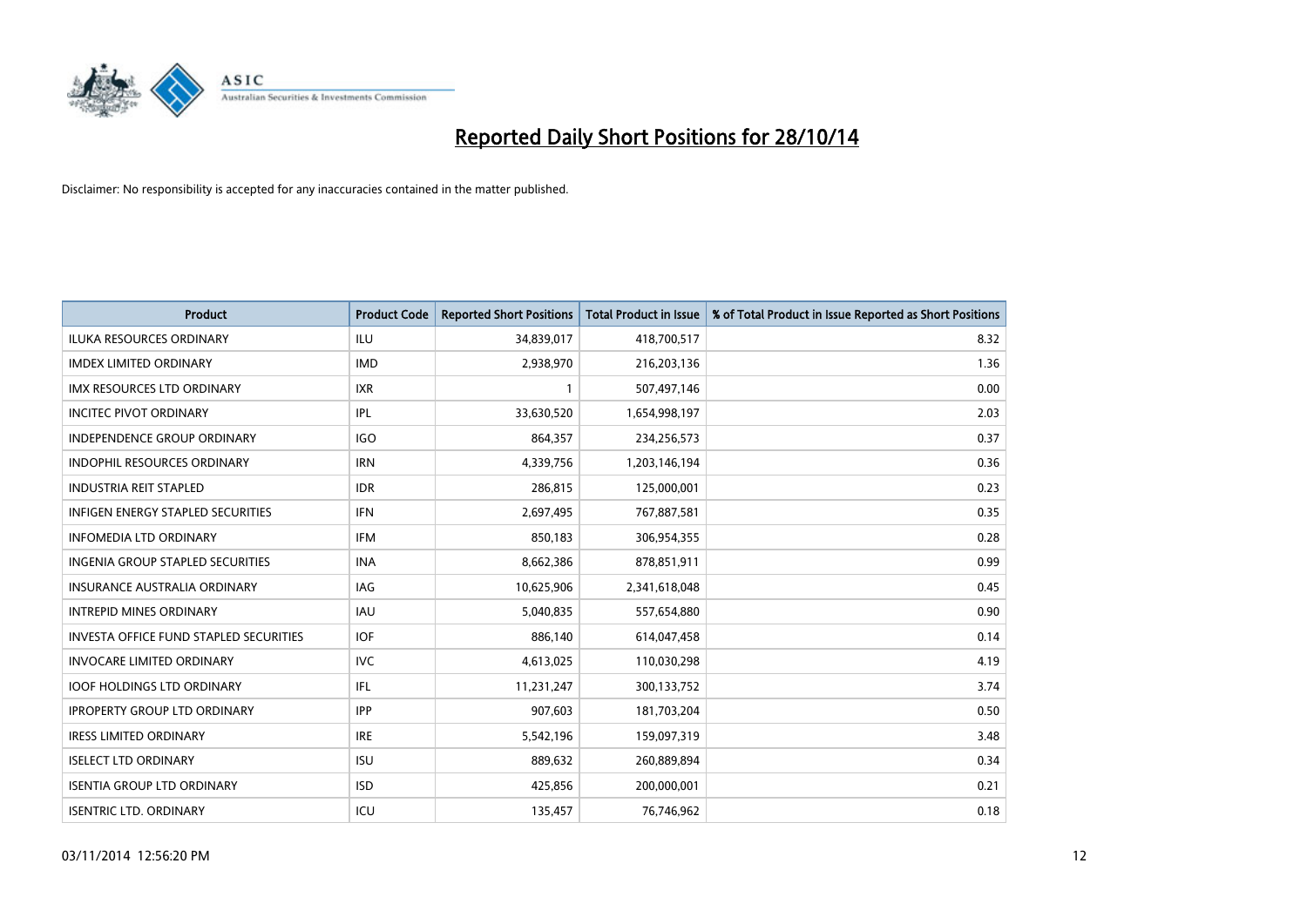# Reported Daily Short Positions for 28/10/14

Disclaimer: No responsibility is accepted for any inaccuracies contained in the matter published.

| Product | Product Code | Reported Short Positions | Total Product in Issue | % of Total Product in Issue Reported as Short Positions |
|---|---|---|---|---|
| ILUKA RESOURCES ORDINARY | ILU | 34,839,017 | 418,700,517 | 8.32 |
| IMDEX LIMITED ORDINARY | IMD | 2,938,970 | 216,203,136 | 1.36 |
| IMX RESOURCES LTD ORDINARY | IXR | 1 | 507,497,146 | 0.00 |
| INCITEC PIVOT ORDINARY | IPL | 33,630,520 | 1,654,998,197 | 2.03 |
| INDEPENDENCE GROUP ORDINARY | IGO | 864,357 | 234,256,573 | 0.37 |
| INDOPHIL RESOURCES ORDINARY | IRN | 4,339,756 | 1,203,146,194 | 0.36 |
| INDUSTRIA REIT STAPLED | IDR | 286,815 | 125,000,001 | 0.23 |
| INFIGEN ENERGY STAPLED SECURITIES | IFN | 2,697,495 | 767,887,581 | 0.35 |
| INFOMEDIA LTD ORDINARY | IFM | 850,183 | 306,954,355 | 0.28 |
| INGENIA GROUP STAPLED SECURITIES | INA | 8,662,386 | 878,851,911 | 0.99 |
| INSURANCE AUSTRALIA ORDINARY | IAG | 10,625,906 | 2,341,618,048 | 0.45 |
| INTREPID MINES ORDINARY | IAU | 5,040,835 | 557,654,880 | 0.90 |
| INVESTA OFFICE FUND STAPLED SECURITIES | IOF | 886,140 | 614,047,458 | 0.14 |
| INVOCARE LIMITED ORDINARY | IVC | 4,613,025 | 110,030,298 | 4.19 |
| IOOF HOLDINGS LTD ORDINARY | IFL | 11,231,247 | 300,133,752 | 3.74 |
| IPROPERTY GROUP LTD ORDINARY | IPP | 907,603 | 181,703,204 | 0.50 |
| IRESS LIMITED ORDINARY | IRE | 5,542,196 | 159,097,319 | 3.48 |
| ISELECT LTD ORDINARY | ISU | 889,632 | 260,889,894 | 0.34 |
| ISENTIA GROUP LTD ORDINARY | ISD | 425,856 | 200,000,001 | 0.21 |
| ISENTRIC LTD. ORDINARY | ICU | 135,457 | 76,746,962 | 0.18 |

03/11/2014 12:56:20 PM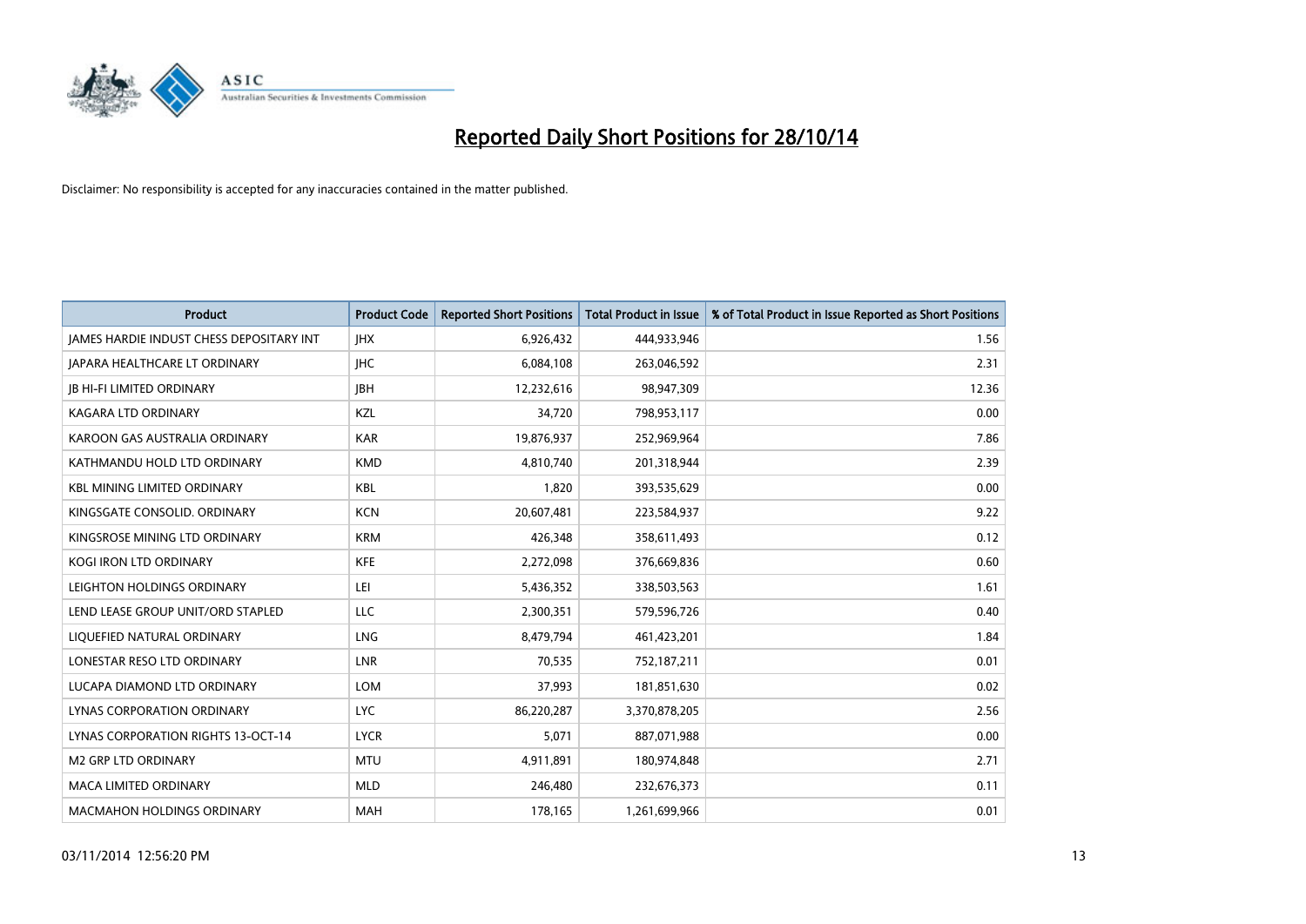# Reported Daily Short Positions for 28/10/14

Disclaimer: No responsibility is accepted for any inaccuracies contained in the matter published.

| Product | Product Code | Reported Short Positions | Total Product in Issue | % of Total Product in Issue Reported as Short Positions |
|---|---|---|---|---|
| JAMES HARDIE INDUST CHESS DEPOSITARY INT | JHX | 6,926,432 | 444,933,946 | 1.56 |
| JAPARA HEALTHCARE LT ORDINARY | JHC | 6,084,108 | 263,046,592 | 2.31 |
| JB HI-FI LIMITED ORDINARY | JBH | 12,232,616 | 98,947,309 | 12.36 |
| KAGARA LTD ORDINARY | KZL | 34,720 | 798,953,117 | 0.00 |
| KAROON GAS AUSTRALIA ORDINARY | KAR | 19,876,937 | 252,969,964 | 7.86 |
| KATHMANDU HOLD LTD ORDINARY | KMD | 4,810,740 | 201,318,944 | 2.39 |
| KBL MINING LIMITED ORDINARY | KBL | 1,820 | 393,535,629 | 0.00 |
| KINGSGATE CONSOLID. ORDINARY | KCN | 20,607,481 | 223,584,937 | 9.22 |
| KINGSROSE MINING LTD ORDINARY | KRM | 426,348 | 358,611,493 | 0.12 |
| KOGI IRON LTD ORDINARY | KFE | 2,272,098 | 376,669,836 | 0.60 |
| LEIGHTON HOLDINGS ORDINARY | LEI | 5,436,352 | 338,503,563 | 1.61 |
| LEND LEASE GROUP UNIT/ORD STAPLED | LLC | 2,300,351 | 579,596,726 | 0.40 |
| LIQUEFIED NATURAL ORDINARY | LNG | 8,479,794 | 461,423,201 | 1.84 |
| LONESTAR RESO LTD ORDINARY | LNR | 70,535 | 752,187,211 | 0.01 |
| LUCAPA DIAMOND LTD ORDINARY | LOM | 37,993 | 181,851,630 | 0.02 |
| LYNAS CORPORATION ORDINARY | LYC | 86,220,287 | 3,370,878,205 | 2.56 |
| LYNAS CORPORATION RIGHTS 13-OCT-14 | LYCR | 5,071 | 887,071,988 | 0.00 |
| M2 GRP LTD ORDINARY | MTU | 4,911,891 | 180,974,848 | 2.71 |
| MACA LIMITED ORDINARY | MLD | 246,480 | 232,676,373 | 0.11 |
| MACMAHON HOLDINGS ORDINARY | MAH | 178,165 | 1,261,699,966 | 0.01 |

03/11/2014 12:56:20 PM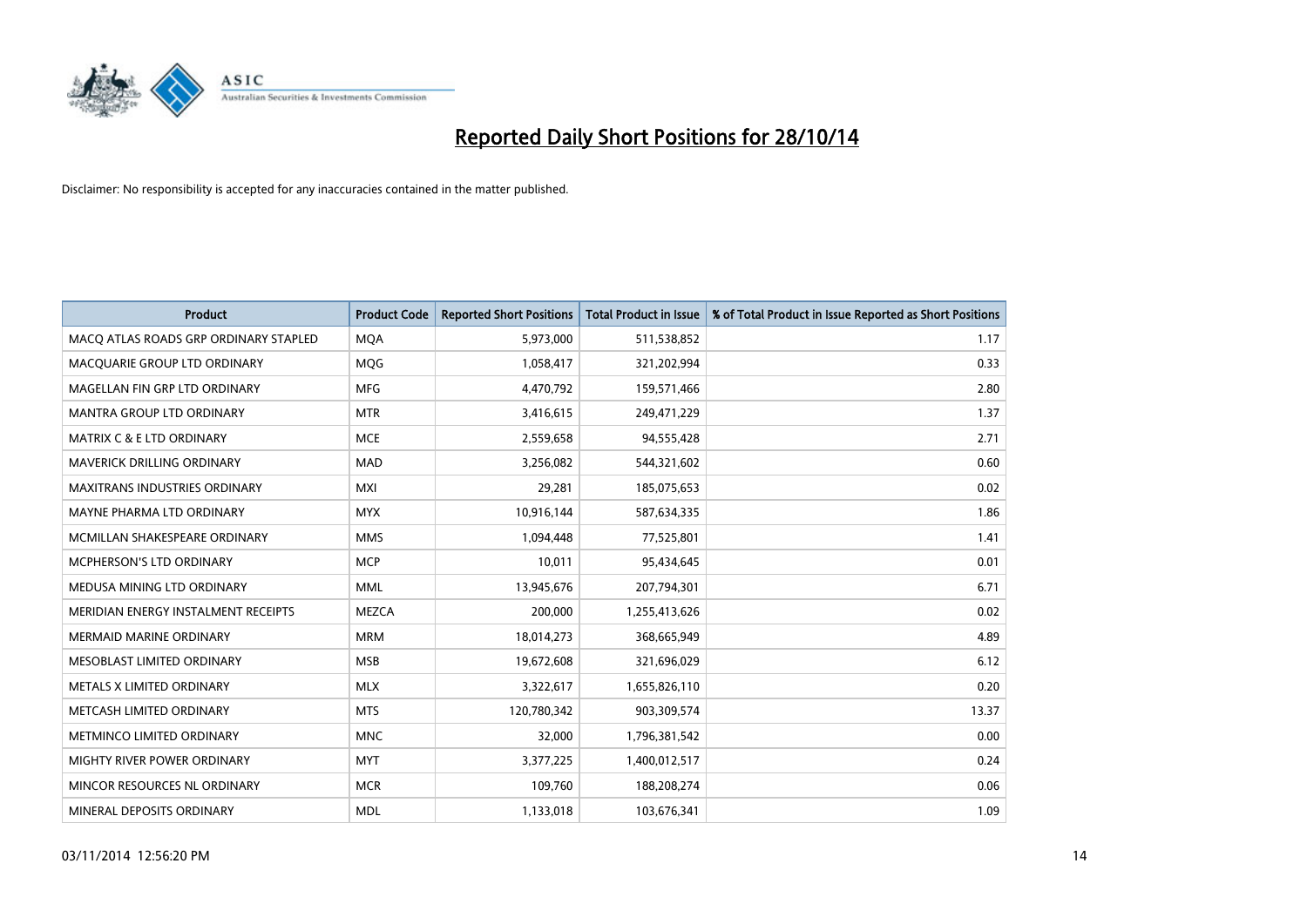# Reported Daily Short Positions for 28/10/14

Disclaimer: No responsibility is accepted for any inaccuracies contained in the matter published.

| Product | Product Code | Reported Short Positions | Total Product in Issue | % of Total Product in Issue Reported as Short Positions |
|---|---|---|---|---|
| MACQ ATLAS ROADS GRP ORDINARY STAPLED | MQA | 5,973,000 | 511,538,852 | 1.17 |
| MACQUARIE GROUP LTD ORDINARY | MQG | 1,058,417 | 321,202,994 | 0.33 |
| MAGELLAN FIN GRP LTD ORDINARY | MFG | 4,470,792 | 159,571,466 | 2.80 |
| MANTRA GROUP LTD ORDINARY | MTR | 3,416,615 | 249,471,229 | 1.37 |
| MATRIX C & E LTD ORDINARY | MCE | 2,559,658 | 94,555,428 | 2.71 |
| MAVERICK DRILLING ORDINARY | MAD | 3,256,082 | 544,321,602 | 0.60 |
| MAXITRANS INDUSTRIES ORDINARY | MXI | 29,281 | 185,075,653 | 0.02 |
| MAYNE PHARMA LTD ORDINARY | MYX | 10,916,144 | 587,634,335 | 1.86 |
| MCMILLAN SHAKESPEARE ORDINARY | MMS | 1,094,448 | 77,525,801 | 1.41 |
| MCPHERSON'S LTD ORDINARY | MCP | 10,011 | 95,434,645 | 0.01 |
| MEDUSA MINING LTD ORDINARY | MML | 13,945,676 | 207,794,301 | 6.71 |
| MERIDIAN ENERGY INSTALMENT RECEIPTS | MEZCA | 200,000 | 1,255,413,626 | 0.02 |
| MERMAID MARINE ORDINARY | MRM | 18,014,273 | 368,665,949 | 4.89 |
| MESOBLAST LIMITED ORDINARY | MSB | 19,672,608 | 321,696,029 | 6.12 |
| METALS X LIMITED ORDINARY | MLX | 3,322,617 | 1,655,826,110 | 0.20 |
| METCASH LIMITED ORDINARY | MTS | 120,780,342 | 903,309,574 | 13.37 |
| METMINCO LIMITED ORDINARY | MNC | 32,000 | 1,796,381,542 | 0.00 |
| MIGHTY RIVER POWER ORDINARY | MYT | 3,377,225 | 1,400,012,517 | 0.24 |
| MINCOR RESOURCES NL ORDINARY | MCR | 109,760 | 188,208,274 | 0.06 |
| MINERAL DEPOSITS ORDINARY | MDL | 1,133,018 | 103,676,341 | 1.09 |

03/11/2014 12:56:20 PM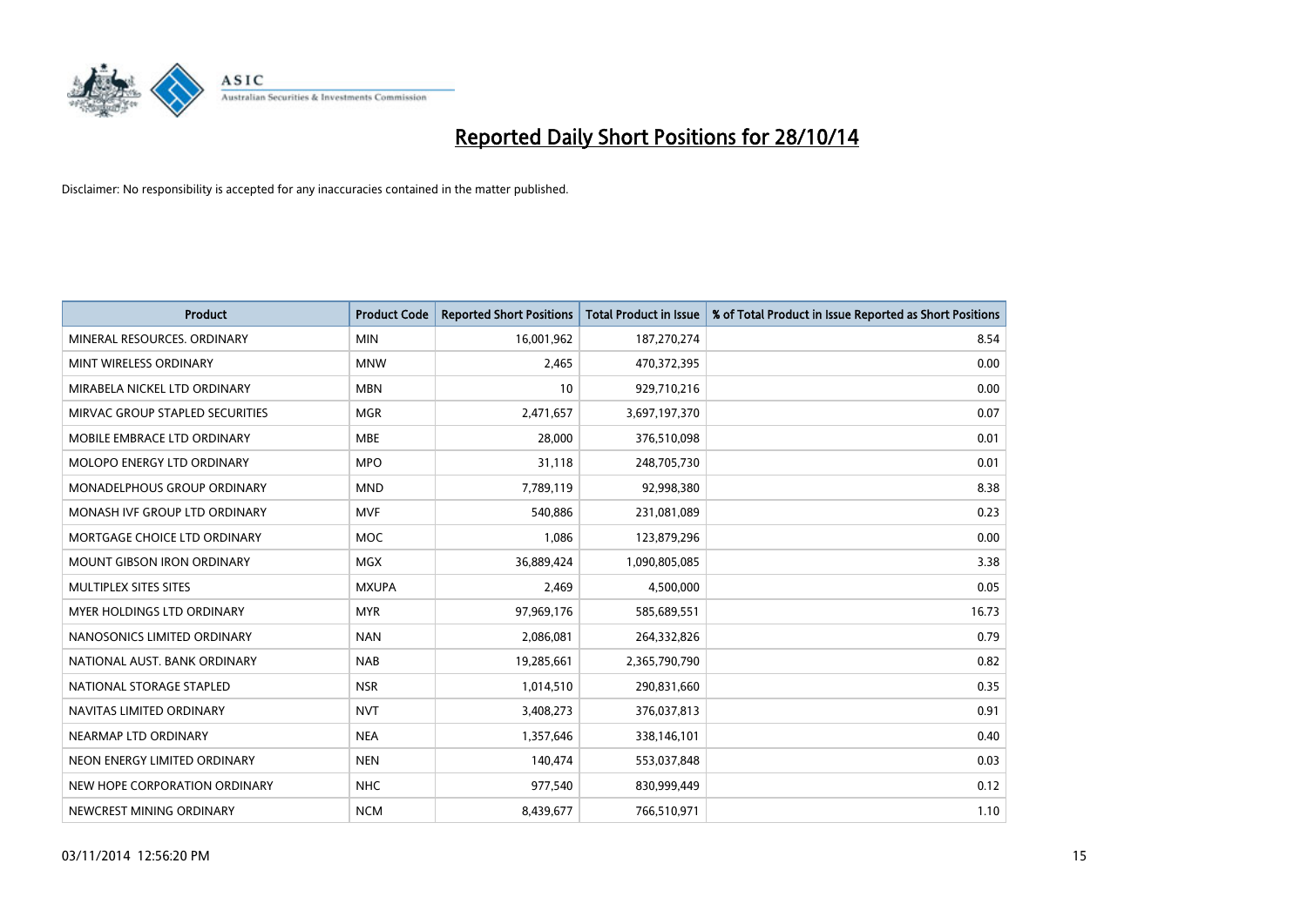# Reported Daily Short Positions for 28/10/14

Disclaimer: No responsibility is accepted for any inaccuracies contained in the matter published.

| Product | Product Code | Reported Short Positions | Total Product in Issue | % of Total Product in Issue Reported as Short Positions |
|---|---|---|---|---|
| MINERAL RESOURCES. ORDINARY | MIN | 16,001,962 | 187,270,274 | 8.54 |
| MINT WIRELESS ORDINARY | MNW | 2,465 | 470,372,395 | 0.00 |
| MIRABELA NICKEL LTD ORDINARY | MBN | 10 | 929,710,216 | 0.00 |
| MIRVAC GROUP STAPLED SECURITIES | MGR | 2,471,657 | 3,697,197,370 | 0.07 |
| MOBILE EMBRACE LTD ORDINARY | MBE | 28,000 | 376,510,098 | 0.01 |
| MOLOPO ENERGY LTD ORDINARY | MPO | 31,118 | 248,705,730 | 0.01 |
| MONADELPHOUS GROUP ORDINARY | MND | 7,789,119 | 92,998,380 | 8.38 |
| MONASH IVF GROUP LTD ORDINARY | MVF | 540,886 | 231,081,089 | 0.23 |
| MORTGAGE CHOICE LTD ORDINARY | MOC | 1,086 | 123,879,296 | 0.00 |
| MOUNT GIBSON IRON ORDINARY | MGX | 36,889,424 | 1,090,805,085 | 3.38 |
| MULTIPLEX SITES SITES | MXUPA | 2,469 | 4,500,000 | 0.05 |
| MYER HOLDINGS LTD ORDINARY | MYR | 97,969,176 | 585,689,551 | 16.73 |
| NANOSONICS LIMITED ORDINARY | NAN | 2,086,081 | 264,332,826 | 0.79 |
| NATIONAL AUST. BANK ORDINARY | NAB | 19,285,661 | 2,365,790,790 | 0.82 |
| NATIONAL STORAGE STAPLED | NSR | 1,014,510 | 290,831,660 | 0.35 |
| NAVITAS LIMITED ORDINARY | NVT | 3,408,273 | 376,037,813 | 0.91 |
| NEARMAP LTD ORDINARY | NEA | 1,357,646 | 338,146,101 | 0.40 |
| NEON ENERGY LIMITED ORDINARY | NEN | 140,474 | 553,037,848 | 0.03 |
| NEW HOPE CORPORATION ORDINARY | NHC | 977,540 | 830,999,449 | 0.12 |
| NEWCREST MINING ORDINARY | NCM | 8,439,677 | 766,510,971 | 1.10 |

03/11/2014 12:56:20 PM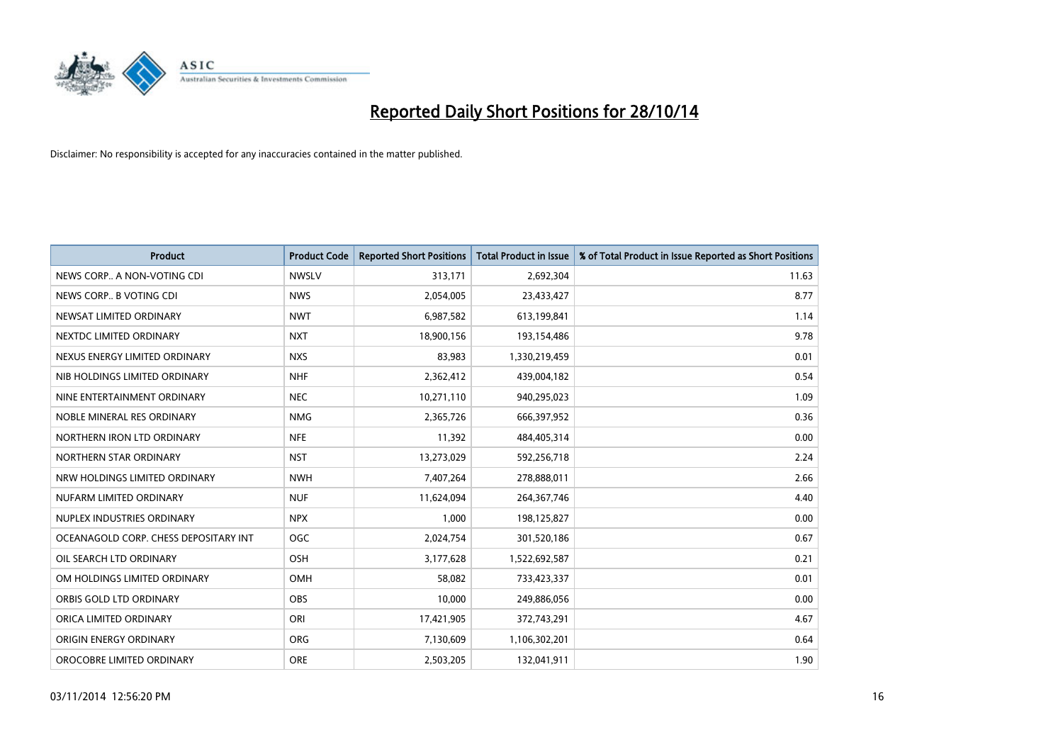# Reported Daily Short Positions for 28/10/14

Disclaimer: No responsibility is accepted for any inaccuracies contained in the matter published.

| Product | Product Code | Reported Short Positions | Total Product in Issue | % of Total Product in Issue Reported as Short Positions |
|---|---|---|---|---|
| NEWS CORP.. A NON-VOTING CDI | NWSLV | 313,171 | 2,692,304 | 11.63 |
| NEWS CORP.. B VOTING CDI | NWS | 2,054,005 | 23,433,427 | 8.77 |
| NEWSAT LIMITED ORDINARY | NWT | 6,987,582 | 613,199,841 | 1.14 |
| NEXTDC LIMITED ORDINARY | NXT | 18,900,156 | 193,154,486 | 9.78 |
| NEXUS ENERGY LIMITED ORDINARY | NXS | 83,983 | 1,330,219,459 | 0.01 |
| NIB HOLDINGS LIMITED ORDINARY | NHF | 2,362,412 | 439,004,182 | 0.54 |
| NINE ENTERTAINMENT ORDINARY | NEC | 10,271,110 | 940,295,023 | 1.09 |
| NOBLE MINERAL RES ORDINARY | NMG | 2,365,726 | 666,397,952 | 0.36 |
| NORTHERN IRON LTD ORDINARY | NFE | 11,392 | 484,405,314 | 0.00 |
| NORTHERN STAR ORDINARY | NST | 13,273,029 | 592,256,718 | 2.24 |
| NRW HOLDINGS LIMITED ORDINARY | NWH | 7,407,264 | 278,888,011 | 2.66 |
| NUFARM LIMITED ORDINARY | NUF | 11,624,094 | 264,367,746 | 4.40 |
| NUPLEX INDUSTRIES ORDINARY | NPX | 1,000 | 198,125,827 | 0.00 |
| OCEANAGOLD CORP. CHESS DEPOSITARY INT | OGC | 2,024,754 | 301,520,186 | 0.67 |
| OIL SEARCH LTD ORDINARY | OSH | 3,177,628 | 1,522,692,587 | 0.21 |
| OM HOLDINGS LIMITED ORDINARY | OMH | 58,082 | 733,423,337 | 0.01 |
| ORBIS GOLD LTD ORDINARY | OBS | 10,000 | 249,886,056 | 0.00 |
| ORICA LIMITED ORDINARY | ORI | 17,421,905 | 372,743,291 | 4.67 |
| ORIGIN ENERGY ORDINARY | ORG | 7,130,609 | 1,106,302,201 | 0.64 |
| OROCOBRE LIMITED ORDINARY | ORE | 2,503,205 | 132,041,911 | 1.90 |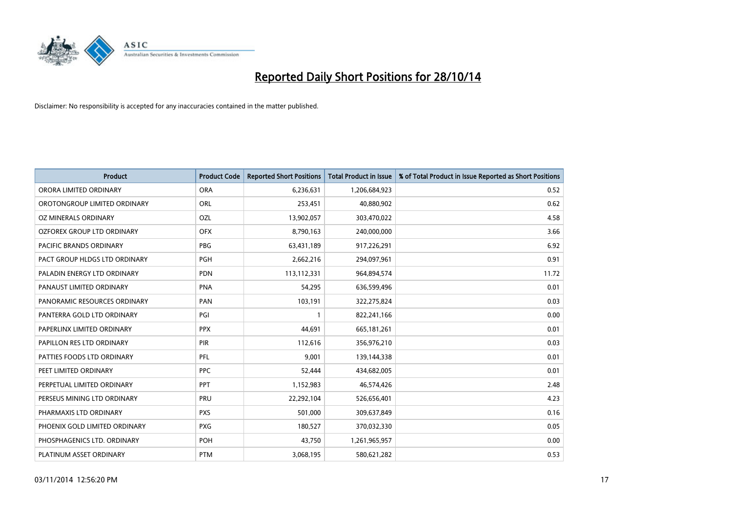# Reported Daily Short Positions for 28/10/14

Disclaimer: No responsibility is accepted for any inaccuracies contained in the matter published.

| Product | Product Code | Reported Short Positions | Total Product in Issue | % of Total Product in Issue Reported as Short Positions |
|---|---|---|---|---|
| ORORA LIMITED ORDINARY | ORA | 6,236,631 | 1,206,684,923 | 0.52 |
| OROTONGROUP LIMITED ORDINARY | ORL | 253,451 | 40,880,902 | 0.62 |
| OZ MINERALS ORDINARY | OZL | 13,902,057 | 303,470,022 | 4.58 |
| OZFOREX GROUP LTD ORDINARY | OFX | 8,790,163 | 240,000,000 | 3.66 |
| PACIFIC BRANDS ORDINARY | PBG | 63,431,189 | 917,226,291 | 6.92 |
| PACT GROUP HLDGS LTD ORDINARY | PGH | 2,662,216 | 294,097,961 | 0.91 |
| PALADIN ENERGY LTD ORDINARY | PDN | 113,112,331 | 964,894,574 | 11.72 |
| PANAUST LIMITED ORDINARY | PNA | 54,295 | 636,599,496 | 0.01 |
| PANORAMIC RESOURCES ORDINARY | PAN | 103,191 | 322,275,824 | 0.03 |
| PANTERRA GOLD LTD ORDINARY | PGI | 1 | 822,241,166 | 0.00 |
| PAPERLINX LIMITED ORDINARY | PPX | 44,691 | 665,181,261 | 0.01 |
| PAPILLON RES LTD ORDINARY | PIR | 112,616 | 356,976,210 | 0.03 |
| PATTIES FOODS LTD ORDINARY | PFL | 9,001 | 139,144,338 | 0.01 |
| PEET LIMITED ORDINARY | PPC | 52,444 | 434,682,005 | 0.01 |
| PERPETUAL LIMITED ORDINARY | PPT | 1,152,983 | 46,574,426 | 2.48 |
| PERSEUS MINING LTD ORDINARY | PRU | 22,292,104 | 526,656,401 | 4.23 |
| PHARMAXIS LTD ORDINARY | PXS | 501,000 | 309,637,849 | 0.16 |
| PHOENIX GOLD LIMITED ORDINARY | PXG | 180,527 | 370,032,330 | 0.05 |
| PHOSPHAGENICS LTD. ORDINARY | POH | 43,750 | 1,261,965,957 | 0.00 |
| PLATINUM ASSET ORDINARY | PTM | 3,068,195 | 580,621,282 | 0.53 |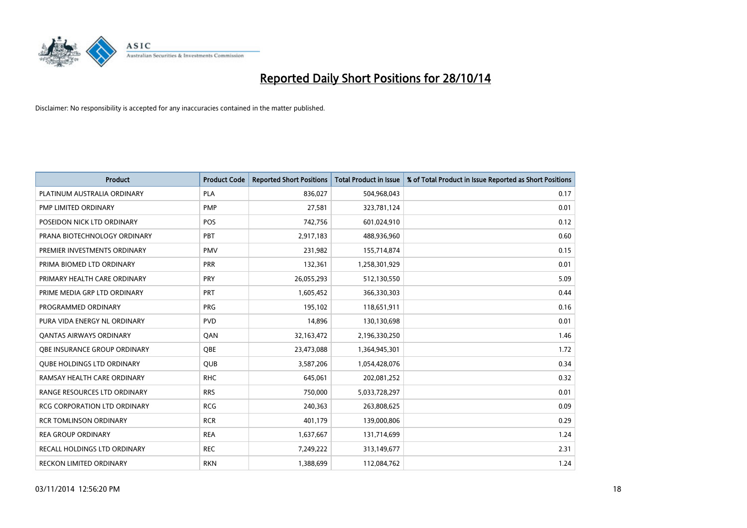# Reported Daily Short Positions for 28/10/14

Disclaimer: No responsibility is accepted for any inaccuracies contained in the matter published.

| Product | Product Code | Reported Short Positions | Total Product in Issue | % of Total Product in Issue Reported as Short Positions |
|---|---|---|---|---|
| PLATINUM AUSTRALIA ORDINARY | PLA | 836,027 | 504,968,043 | 0.17 |
| PMP LIMITED ORDINARY | PMP | 27,581 | 323,781,124 | 0.01 |
| POSEIDON NICK LTD ORDINARY | POS | 742,756 | 601,024,910 | 0.12 |
| PRANA BIOTECHNOLOGY ORDINARY | PBT | 2,917,183 | 488,936,960 | 0.60 |
| PREMIER INVESTMENTS ORDINARY | PMV | 231,982 | 155,714,874 | 0.15 |
| PRIMA BIOMED LTD ORDINARY | PRR | 132,361 | 1,258,301,929 | 0.01 |
| PRIMARY HEALTH CARE ORDINARY | PRY | 26,055,293 | 512,130,550 | 5.09 |
| PRIME MEDIA GRP LTD ORDINARY | PRT | 1,605,452 | 366,330,303 | 0.44 |
| PROGRAMMED ORDINARY | PRG | 195,102 | 118,651,911 | 0.16 |
| PURA VIDA ENERGY NL ORDINARY | PVD | 14,896 | 130,130,698 | 0.01 |
| QANTAS AIRWAYS ORDINARY | QAN | 32,163,472 | 2,196,330,250 | 1.46 |
| QBE INSURANCE GROUP ORDINARY | QBE | 23,473,088 | 1,364,945,301 | 1.72 |
| QUBE HOLDINGS LTD ORDINARY | QUB | 3,587,206 | 1,054,428,076 | 0.34 |
| RAMSAY HEALTH CARE ORDINARY | RHC | 645,061 | 202,081,252 | 0.32 |
| RANGE RESOURCES LTD ORDINARY | RRS | 750,000 | 5,033,728,297 | 0.01 |
| RCG CORPORATION LTD ORDINARY | RCG | 240,363 | 263,808,625 | 0.09 |
| RCR TOMLINSON ORDINARY | RCR | 401,179 | 139,000,806 | 0.29 |
| REA GROUP ORDINARY | REA | 1,637,667 | 131,714,699 | 1.24 |
| RECALL HOLDINGS LTD ORDINARY | REC | 7,249,222 | 313,149,677 | 2.31 |
| RECKON LIMITED ORDINARY | RKN | 1,388,699 | 112,084,762 | 1.24 |

03/11/2014 12:56:20 PM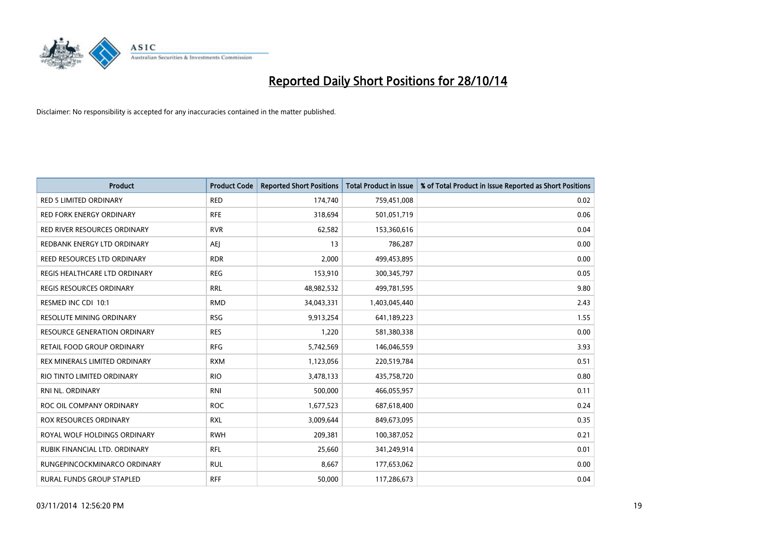# Reported Daily Short Positions for 28/10/14

Disclaimer: No responsibility is accepted for any inaccuracies contained in the matter published.

| Product | Product Code | Reported Short Positions | Total Product in Issue | % of Total Product in Issue Reported as Short Positions |
|---|---|---|---|---|
| RED 5 LIMITED ORDINARY | RED | 174,740 | 759,451,008 | 0.02 |
| RED FORK ENERGY ORDINARY | RFE | 318,694 | 501,051,719 | 0.06 |
| RED RIVER RESOURCES ORDINARY | RVR | 62,582 | 153,360,616 | 0.04 |
| REDBANK ENERGY LTD ORDINARY | AEJ | 13 | 786,287 | 0.00 |
| REED RESOURCES LTD ORDINARY | RDR | 2,000 | 499,453,895 | 0.00 |
| REGIS HEALTHCARE LTD ORDINARY | REG | 153,910 | 300,345,797 | 0.05 |
| REGIS RESOURCES ORDINARY | RRL | 48,982,532 | 499,781,595 | 9.80 |
| RESMED INC CDI 10:1 | RMD | 34,043,331 | 1,403,045,440 | 2.43 |
| RESOLUTE MINING ORDINARY | RSG | 9,913,254 | 641,189,223 | 1.55 |
| RESOURCE GENERATION ORDINARY | RES | 1,220 | 581,380,338 | 0.00 |
| RETAIL FOOD GROUP ORDINARY | RFG | 5,742,569 | 146,046,559 | 3.93 |
| REX MINERALS LIMITED ORDINARY | RXM | 1,123,056 | 220,519,784 | 0.51 |
| RIO TINTO LIMITED ORDINARY | RIO | 3,478,133 | 435,758,720 | 0.80 |
| RNI NL. ORDINARY | RNI | 500,000 | 466,055,957 | 0.11 |
| ROC OIL COMPANY ORDINARY | ROC | 1,677,523 | 687,618,400 | 0.24 |
| ROX RESOURCES ORDINARY | RXL | 3,009,644 | 849,673,095 | 0.35 |
| ROYAL WOLF HOLDINGS ORDINARY | RWH | 209,381 | 100,387,052 | 0.21 |
| RUBIK FINANCIAL LTD. ORDINARY | RFL | 25,660 | 341,249,914 | 0.01 |
| RUNGEPINCOCKMINARCO ORDINARY | RUL | 8,667 | 177,653,062 | 0.00 |
| RURAL FUNDS GROUP STAPLED | RFF | 50,000 | 117,286,673 | 0.04 |

03/11/2014 12:56:20 PM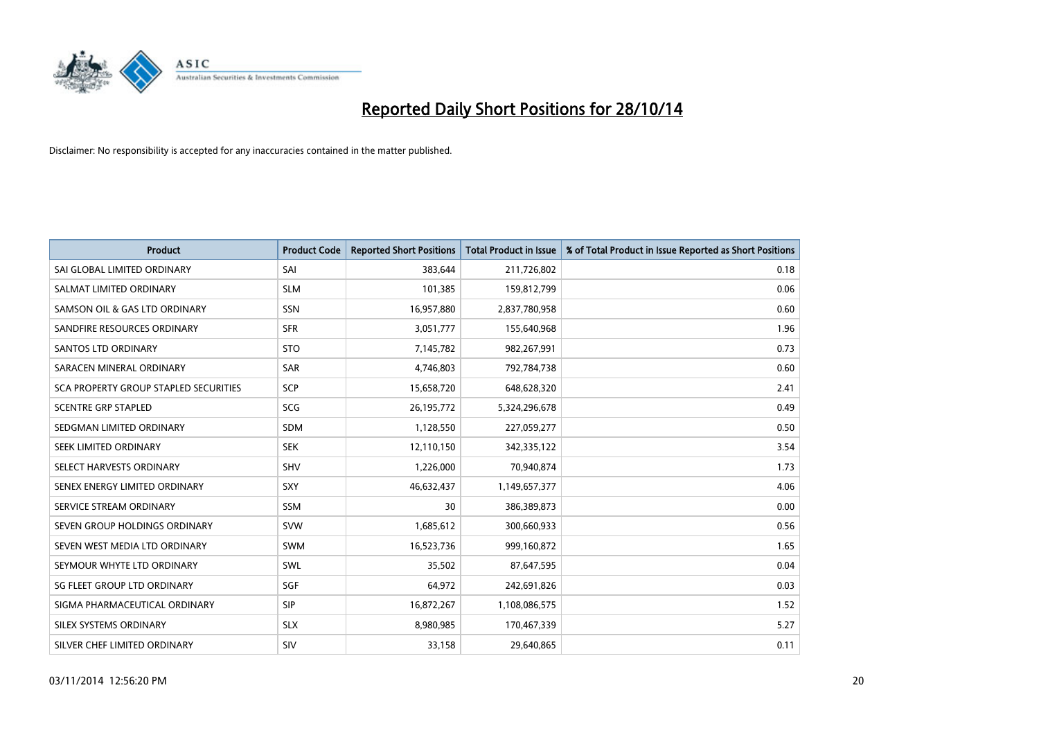# Reported Daily Short Positions for 28/10/14

Disclaimer: No responsibility is accepted for any inaccuracies contained in the matter published.

| Product | Product Code | Reported Short Positions | Total Product in Issue | % of Total Product in Issue Reported as Short Positions |
|---|---|---|---|---|
| SAI GLOBAL LIMITED ORDINARY | SAI | 383,644 | 211,726,802 | 0.18 |
| SALMAT LIMITED ORDINARY | SLM | 101,385 | 159,812,799 | 0.06 |
| SAMSON OIL & GAS LTD ORDINARY | SSN | 16,957,880 | 2,837,780,958 | 0.60 |
| SANDFIRE RESOURCES ORDINARY | SFR | 3,051,777 | 155,640,968 | 1.96 |
| SANTOS LTD ORDINARY | STO | 7,145,782 | 982,267,991 | 0.73 |
| SARACEN MINERAL ORDINARY | SAR | 4,746,803 | 792,784,738 | 0.60 |
| SCA PROPERTY GROUP STAPLED SECURITIES | SCP | 15,658,720 | 648,628,320 | 2.41 |
| SCENTRE GRP STAPLED | SCG | 26,195,772 | 5,324,296,678 | 0.49 |
| SEDGMAN LIMITED ORDINARY | SDM | 1,128,550 | 227,059,277 | 0.50 |
| SEEK LIMITED ORDINARY | SEK | 12,110,150 | 342,335,122 | 3.54 |
| SELECT HARVESTS ORDINARY | SHV | 1,226,000 | 70,940,874 | 1.73 |
| SENEX ENERGY LIMITED ORDINARY | SXY | 46,632,437 | 1,149,657,377 | 4.06 |
| SERVICE STREAM ORDINARY | SSM | 30 | 386,389,873 | 0.00 |
| SEVEN GROUP HOLDINGS ORDINARY | SVW | 1,685,612 | 300,660,933 | 0.56 |
| SEVEN WEST MEDIA LTD ORDINARY | SWM | 16,523,736 | 999,160,872 | 1.65 |
| SEYMOUR WHYTE LTD ORDINARY | SWL | 35,502 | 87,647,595 | 0.04 |
| SG FLEET GROUP LTD ORDINARY | SGF | 64,972 | 242,691,826 | 0.03 |
| SIGMA PHARMACEUTICAL ORDINARY | SIP | 16,872,267 | 1,108,086,575 | 1.52 |
| SILEX SYSTEMS ORDINARY | SLX | 8,980,985 | 170,467,339 | 5.27 |
| SILVER CHEF LIMITED ORDINARY | SIV | 33,158 | 29,640,865 | 0.11 |

03/11/2014 12:56:20 PM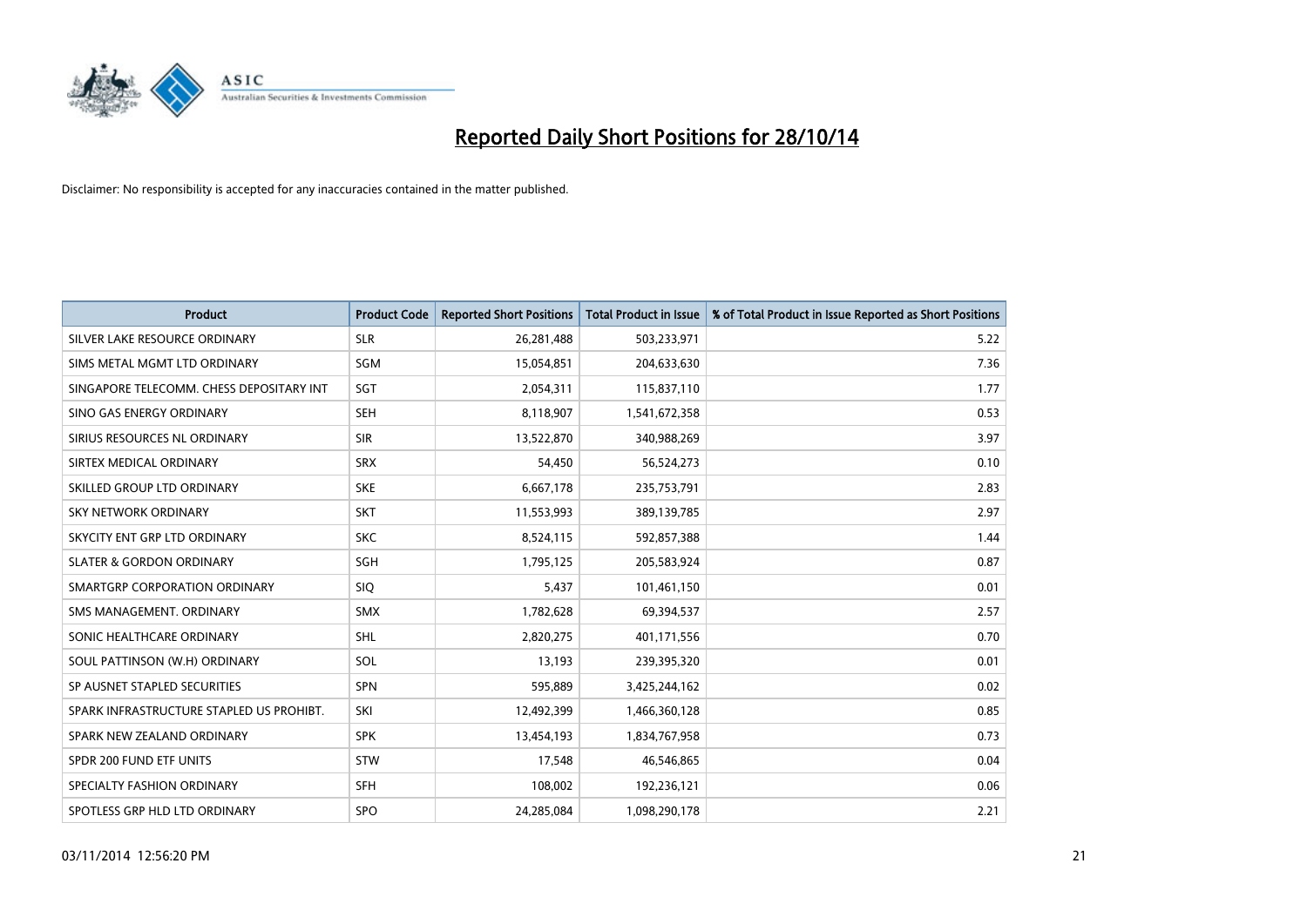# Reported Daily Short Positions for 28/10/14

Disclaimer: No responsibility is accepted for any inaccuracies contained in the matter published.

| Product | Product Code | Reported Short Positions | Total Product in Issue | % of Total Product in Issue Reported as Short Positions |
|---|---|---|---|---|
| SILVER LAKE RESOURCE ORDINARY | SLR | 26,281,488 | 503,233,971 | 5.22 |
| SIMS METAL MGMT LTD ORDINARY | SGM | 15,054,851 | 204,633,630 | 7.36 |
| SINGAPORE TELECOMM. CHESS DEPOSITARY INT | SGT | 2,054,311 | 115,837,110 | 1.77 |
| SINO GAS ENERGY ORDINARY | SEH | 8,118,907 | 1,541,672,358 | 0.53 |
| SIRIUS RESOURCES NL ORDINARY | SIR | 13,522,870 | 340,988,269 | 3.97 |
| SIRTEX MEDICAL ORDINARY | SRX | 54,450 | 56,524,273 | 0.10 |
| SKILLED GROUP LTD ORDINARY | SKE | 6,667,178 | 235,753,791 | 2.83 |
| SKY NETWORK ORDINARY | SKT | 11,553,993 | 389,139,785 | 2.97 |
| SKYCITY ENT GRP LTD ORDINARY | SKC | 8,524,115 | 592,857,388 | 1.44 |
| SLATER & GORDON ORDINARY | SGH | 1,795,125 | 205,583,924 | 0.87 |
| SMARTGRP CORPORATION ORDINARY | SIQ | 5,437 | 101,461,150 | 0.01 |
| SMS MANAGEMENT. ORDINARY | SMX | 1,782,628 | 69,394,537 | 2.57 |
| SONIC HEALTHCARE ORDINARY | SHL | 2,820,275 | 401,171,556 | 0.70 |
| SOUL PATTINSON (W.H) ORDINARY | SOL | 13,193 | 239,395,320 | 0.01 |
| SP AUSNET STAPLED SECURITIES | SPN | 595,889 | 3,425,244,162 | 0.02 |
| SPARK INFRASTRUCTURE STAPLED US PROHIBT. | SKI | 12,492,399 | 1,466,360,128 | 0.85 |
| SPARK NEW ZEALAND ORDINARY | SPK | 13,454,193 | 1,834,767,958 | 0.73 |
| SPDR 200 FUND ETF UNITS | STW | 17,548 | 46,546,865 | 0.04 |
| SPECIALTY FASHION ORDINARY | SFH | 108,002 | 192,236,121 | 0.06 |
| SPOTLESS GRP HLD LTD ORDINARY | SPO | 24,285,084 | 1,098,290,178 | 2.21 |

03/11/2014 12:56:20 PM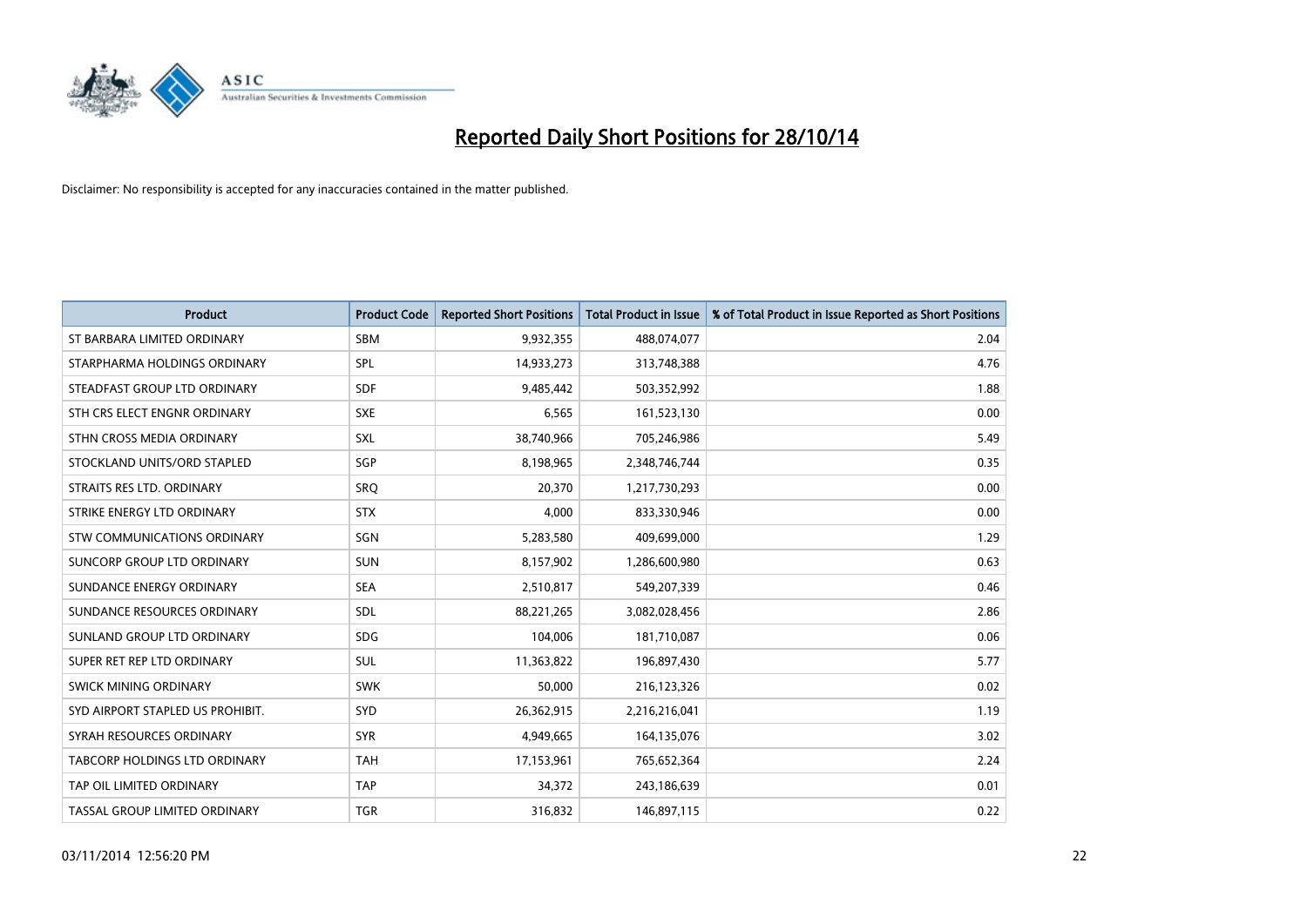# Reported Daily Short Positions for 28/10/14

Disclaimer: No responsibility is accepted for any inaccuracies contained in the matter published.

| Product | Product Code | Reported Short Positions | Total Product in Issue | % of Total Product in Issue Reported as Short Positions |
| --- | --- | --- | --- | --- |
| ST BARBARA LIMITED ORDINARY | SBM | 9,932,355 | 488,074,077 | 2.04 |
| STARPHARMA HOLDINGS ORDINARY | SPL | 14,933,273 | 313,748,388 | 4.76 |
| STEADFAST GROUP LTD ORDINARY | SDF | 9,485,442 | 503,352,992 | 1.88 |
| STH CRS ELECT ENGNR ORDINARY | SXE | 6,565 | 161,523,130 | 0.00 |
| STHN CROSS MEDIA ORDINARY | SXL | 38,740,966 | 705,246,986 | 5.49 |
| STOCKLAND UNITS/ORD STAPLED | SGP | 8,198,965 | 2,348,746,744 | 0.35 |
| STRAITS RES LTD. ORDINARY | SRQ | 20,370 | 1,217,730,293 | 0.00 |
| STRIKE ENERGY LTD ORDINARY | STX | 4,000 | 833,330,946 | 0.00 |
| STW COMMUNICATIONS ORDINARY | SGN | 5,283,580 | 409,699,000 | 1.29 |
| SUNCORP GROUP LTD ORDINARY | SUN | 8,157,902 | 1,286,600,980 | 0.63 |
| SUNDANCE ENERGY ORDINARY | SEA | 2,510,817 | 549,207,339 | 0.46 |
| SUNDANCE RESOURCES ORDINARY | SDL | 88,221,265 | 3,082,028,456 | 2.86 |
| SUNLAND GROUP LTD ORDINARY | SDG | 104,006 | 181,710,087 | 0.06 |
| SUPER RET REP LTD ORDINARY | SUL | 11,363,822 | 196,897,430 | 5.77 |
| SWICK MINING ORDINARY | SWK | 50,000 | 216,123,326 | 0.02 |
| SYD AIRPORT STAPLED US PROHIBIT. | SYD | 26,362,915 | 2,216,216,041 | 1.19 |
| SYRAH RESOURCES ORDINARY | SYR | 4,949,665 | 164,135,076 | 3.02 |
| TABCORP HOLDINGS LTD ORDINARY | TAH | 17,153,961 | 765,652,364 | 2.24 |
| TAP OIL LIMITED ORDINARY | TAP | 34,372 | 243,186,639 | 0.01 |
| TASSAL GROUP LIMITED ORDINARY | TGR | 316,832 | 146,897,115 | 0.22 |

03/11/2014 12:56:20 PM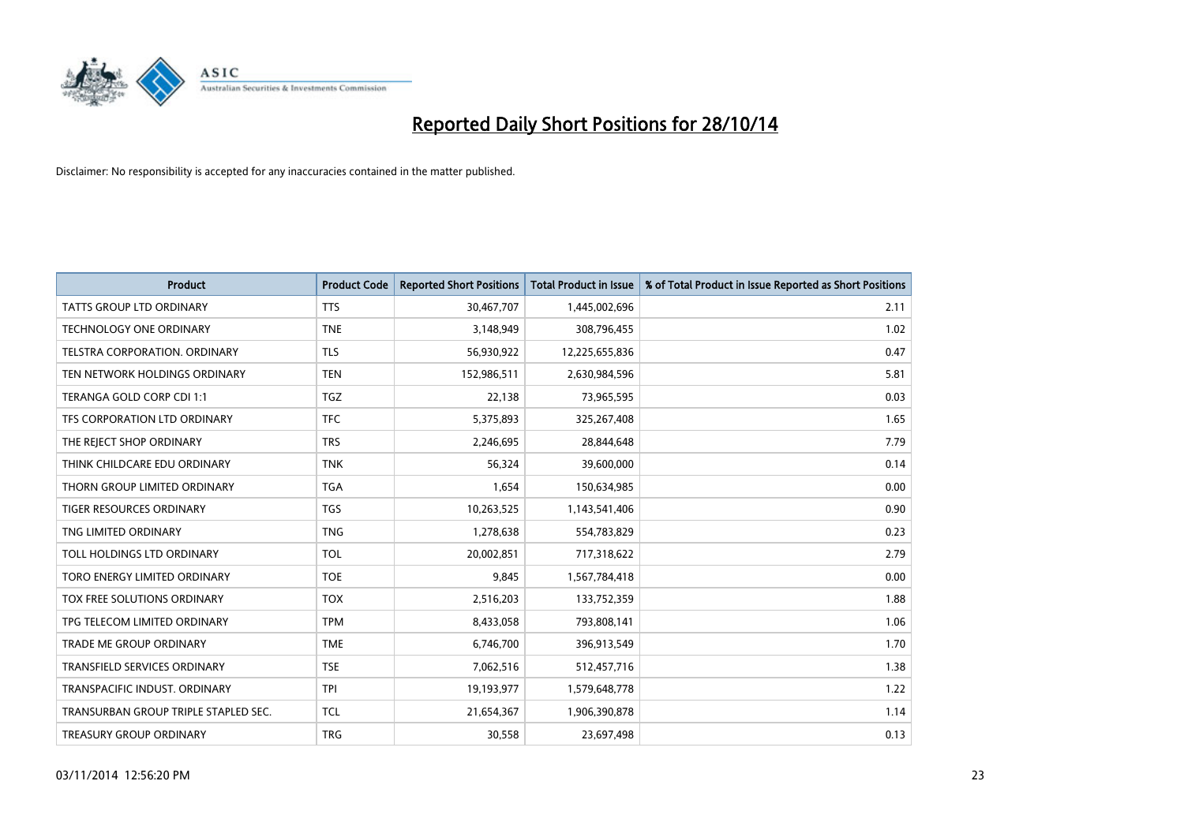# Reported Daily Short Positions for 28/10/14

Disclaimer: No responsibility is accepted for any inaccuracies contained in the matter published.

| Product | Product Code | Reported Short Positions | Total Product in Issue | % of Total Product in Issue Reported as Short Positions |
|---|---|---|---|---|
| TATTS GROUP LTD ORDINARY | TTS | 30,467,707 | 1,445,002,696 | 2.11 |
| TECHNOLOGY ONE ORDINARY | TNE | 3,148,949 | 308,796,455 | 1.02 |
| TELSTRA CORPORATION. ORDINARY | TLS | 56,930,922 | 12,225,655,836 | 0.47 |
| TEN NETWORK HOLDINGS ORDINARY | TEN | 152,986,511 | 2,630,984,596 | 5.81 |
| TERANGA GOLD CORP CDI 1:1 | TGZ | 22,138 | 73,965,595 | 0.03 |
| TFS CORPORATION LTD ORDINARY | TFC | 5,375,893 | 325,267,408 | 1.65 |
| THE REJECT SHOP ORDINARY | TRS | 2,246,695 | 28,844,648 | 7.79 |
| THINK CHILDCARE EDU ORDINARY | TNK | 56,324 | 39,600,000 | 0.14 |
| THORN GROUP LIMITED ORDINARY | TGA | 1,654 | 150,634,985 | 0.00 |
| TIGER RESOURCES ORDINARY | TGS | 10,263,525 | 1,143,541,406 | 0.90 |
| TNG LIMITED ORDINARY | TNG | 1,278,638 | 554,783,829 | 0.23 |
| TOLL HOLDINGS LTD ORDINARY | TOL | 20,002,851 | 717,318,622 | 2.79 |
| TORO ENERGY LIMITED ORDINARY | TOE | 9,845 | 1,567,784,418 | 0.00 |
| TOX FREE SOLUTIONS ORDINARY | TOX | 2,516,203 | 133,752,359 | 1.88 |
| TPG TELECOM LIMITED ORDINARY | TPM | 8,433,058 | 793,808,141 | 1.06 |
| TRADE ME GROUP ORDINARY | TME | 6,746,700 | 396,913,549 | 1.70 |
| TRANSFIELD SERVICES ORDINARY | TSE | 7,062,516 | 512,457,716 | 1.38 |
| TRANSPACIFIC INDUST. ORDINARY | TPI | 19,193,977 | 1,579,648,778 | 1.22 |
| TRANSURBAN GROUP TRIPLE STAPLED SEC. | TCL | 21,654,367 | 1,906,390,878 | 1.14 |
| TREASURY GROUP ORDINARY | TRG | 30,558 | 23,697,498 | 0.13 |

03/11/2014 12:56:20 PM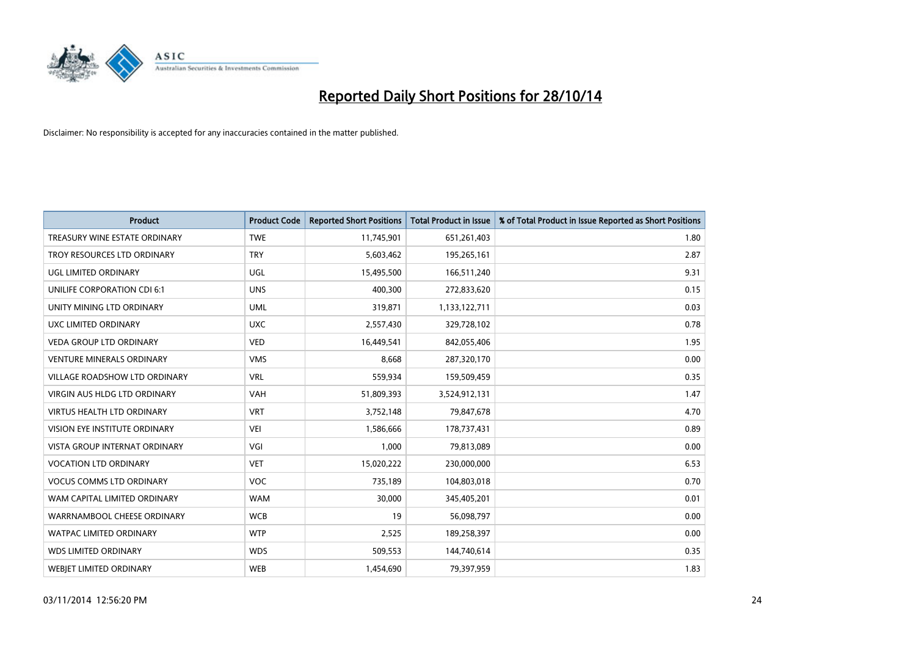# Reported Daily Short Positions for 28/10/14

Disclaimer: No responsibility is accepted for any inaccuracies contained in the matter published.

| Product | Product Code | Reported Short Positions | Total Product in Issue | % of Total Product in Issue Reported as Short Positions |
|---|---|---|---|---|
| TREASURY WINE ESTATE ORDINARY | TWE | 11,745,901 | 651,261,403 | 1.80 |
| TROY RESOURCES LTD ORDINARY | TRY | 5,603,462 | 195,265,161 | 2.87 |
| UGL LIMITED ORDINARY | UGL | 15,495,500 | 166,511,240 | 9.31 |
| UNILIFE CORPORATION CDI 6:1 | UNS | 400,300 | 272,833,620 | 0.15 |
| UNITY MINING LTD ORDINARY | UML | 319,871 | 1,133,122,711 | 0.03 |
| UXC LIMITED ORDINARY | UXC | 2,557,430 | 329,728,102 | 0.78 |
| VEDA GROUP LTD ORDINARY | VED | 16,449,541 | 842,055,406 | 1.95 |
| VENTURE MINERALS ORDINARY | VMS | 8,668 | 287,320,170 | 0.00 |
| VILLAGE ROADSHOW LTD ORDINARY | VRL | 559,934 | 159,509,459 | 0.35 |
| VIRGIN AUS HLDG LTD ORDINARY | VAH | 51,809,393 | 3,524,912,131 | 1.47 |
| VIRTUS HEALTH LTD ORDINARY | VRT | 3,752,148 | 79,847,678 | 4.70 |
| VISION EYE INSTITUTE ORDINARY | VEI | 1,586,666 | 178,737,431 | 0.89 |
| VISTA GROUP INTERNAT ORDINARY | VGI | 1,000 | 79,813,089 | 0.00 |
| VOCATION LTD ORDINARY | VET | 15,020,222 | 230,000,000 | 6.53 |
| VOCUS COMMS LTD ORDINARY | VOC | 735,189 | 104,803,018 | 0.70 |
| WAM CAPITAL LIMITED ORDINARY | WAM | 30,000 | 345,405,201 | 0.01 |
| WARRNAMBOOL CHEESE ORDINARY | WCB | 19 | 56,098,797 | 0.00 |
| WATPAC LIMITED ORDINARY | WTP | 2,525 | 189,258,397 | 0.00 |
| WDS LIMITED ORDINARY | WDS | 509,553 | 144,740,614 | 0.35 |
| WEBJET LIMITED ORDINARY | WEB | 1,454,690 | 79,397,959 | 1.83 |

03/11/2014 12:56:20 PM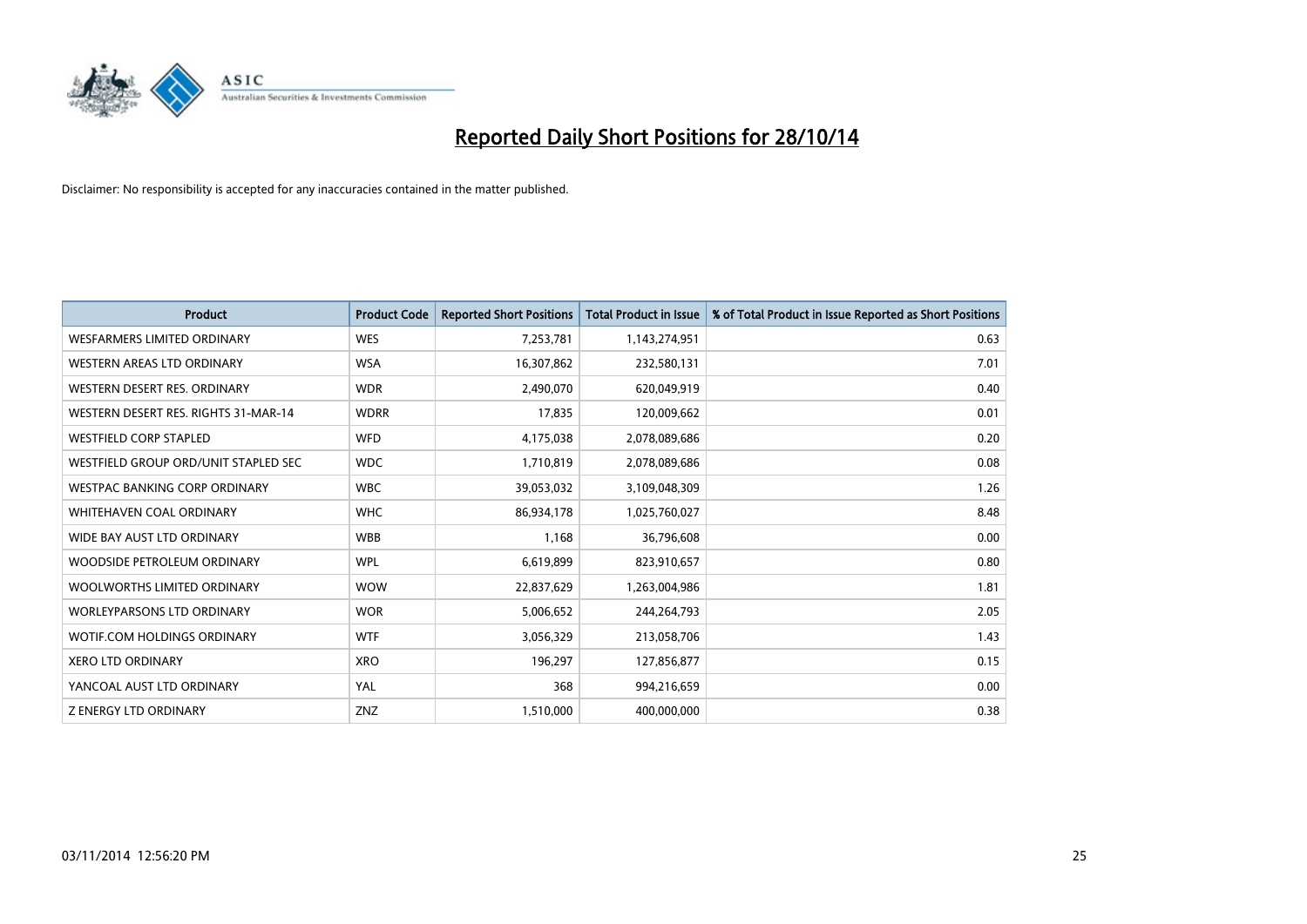# Reported Daily Short Positions for 28/10/14

Disclaimer: No responsibility is accepted for any inaccuracies contained in the matter published.

| Product | Product Code | Reported Short Positions | Total Product in Issue | % of Total Product in Issue Reported as Short Positions |
| --- | --- | --- | --- | --- |
| WESFARMERS LIMITED ORDINARY | WES | 7,253,781 | 1,143,274,951 | 0.63 |
| WESTERN AREAS LTD ORDINARY | WSA | 16,307,862 | 232,580,131 | 7.01 |
| WESTERN DESERT RES. ORDINARY | WDR | 2,490,070 | 620,049,919 | 0.40 |
| WESTERN DESERT RES. RIGHTS 31-MAR-14 | WDRR | 17,835 | 120,009,662 | 0.01 |
| WESTFIELD CORP STAPLED | WFD | 4,175,038 | 2,078,089,686 | 0.20 |
| WESTFIELD GROUP ORD/UNIT STAPLED SEC | WDC | 1,710,819 | 2,078,089,686 | 0.08 |
| WESTPAC BANKING CORP ORDINARY | WBC | 39,053,032 | 3,109,048,309 | 1.26 |
| WHITEHAVEN COAL ORDINARY | WHC | 86,934,178 | 1,025,760,027 | 8.48 |
| WIDE BAY AUST LTD ORDINARY | WBB | 1,168 | 36,796,608 | 0.00 |
| WOODSIDE PETROLEUM ORDINARY | WPL | 6,619,899 | 823,910,657 | 0.80 |
| WOOLWORTHS LIMITED ORDINARY | WOW | 22,837,629 | 1,263,004,986 | 1.81 |
| WORLEYPARSONS LTD ORDINARY | WOR | 5,006,652 | 244,264,793 | 2.05 |
| WOTIF.COM HOLDINGS ORDINARY | WTF | 3,056,329 | 213,058,706 | 1.43 |
| XERO LTD ORDINARY | XRO | 196,297 | 127,856,877 | 0.15 |
| YANCOAL AUST LTD ORDINARY | YAL | 368 | 994,216,659 | 0.00 |
| Z ENERGY LTD ORDINARY | ZNZ | 1,510,000 | 400,000,000 | 0.38 |

03/11/2014 12:56:20 PM